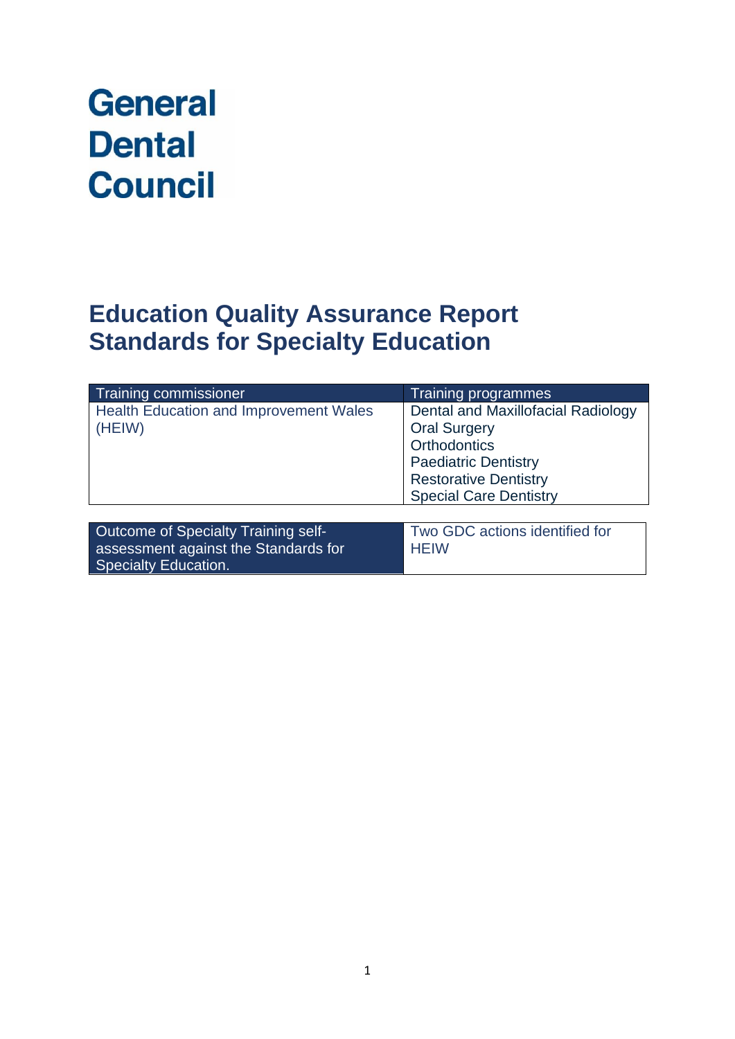# General Dental Council

# Education Quality Assurance Report Standards for Specialty Education

| Training commissioner | Training programmes |
|---|---|
| Health Education and Improvement Wales (HEIW) | Dental and Maxillofacial Radiology<br>Oral Surgery<br>Orthodontics<br>Paediatric Dentistry<br>Restorative Dentistry<br>Special Care Dentistry |

| Outcome of Specialty Training self-assessment against the Standards for Specialty Education. | Two GDC actions identified for HEIW |
|---|---|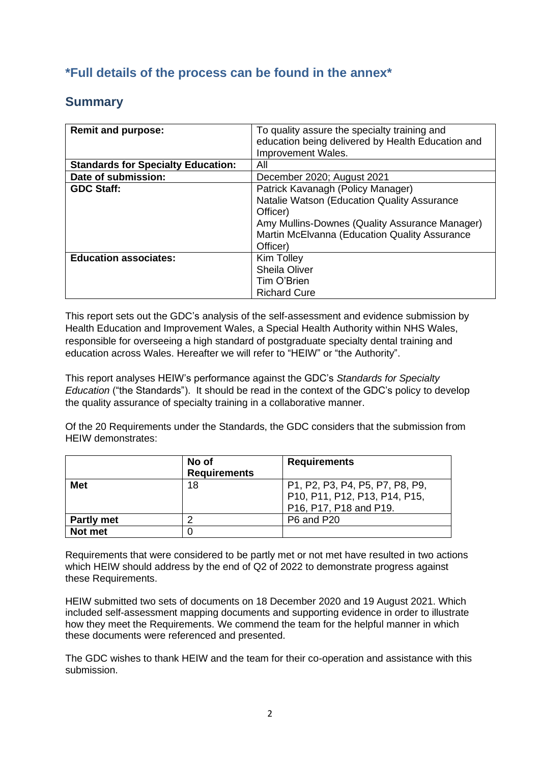## *Full details of the process can be found in the annex*

## Summary

| | |
|---|---|
| **Remit and purpose:** | To quality assure the specialty training and education being delivered by Health Education and Improvement Wales. |
| **Standards for Specialty Education:** | All |
| **Date of submission:** | December 2020; August 2021 |
| **GDC Staff:** | Patrick Kavanagh (Policy Manager)<br>Natalie Watson (Education Quality Assurance Officer)<br>Amy Mullins-Downes (Quality Assurance Manager)<br>Martin McElvanna (Education Quality Assurance Officer) |
| **Education associates:** | Kim Tolley<br>Sheila Oliver<br>Tim O'Brien<br>Richard Cure |

This report sets out the GDC's analysis of the self-assessment and evidence submission by Health Education and Improvement Wales, a Special Health Authority within NHS Wales, responsible for overseeing a high standard of postgraduate specialty dental training and education across Wales. Hereafter we will refer to "HEIW" or "the Authority".

This report analyses HEIW's performance against the GDC's *Standards for Specialty Education* ("the Standards"). It should be read in the context of the GDC's policy to develop the quality assurance of specialty training in a collaborative manner.

Of the 20 Requirements under the Standards, the GDC considers that the submission from HEIW demonstrates:

| | No of Requirements | Requirements |
|---|---|---|
| **Met** | 18 | P1, P2, P3, P4, P5, P7, P8, P9, P10, P11, P12, P13, P14, P15, P16, P17, P18 and P19. |
| **Partly met** | 2 | P6 and P20 |
| **Not met** | 0 | |

Requirements that were considered to be partly met or not met have resulted in two actions which HEIW should address by the end of Q2 of 2022 to demonstrate progress against these Requirements.

HEIW submitted two sets of documents on 18 December 2020 and 19 August 2021. Which included self-assessment mapping documents and supporting evidence in order to illustrate how they meet the Requirements. We commend the team for the helpful manner in which these documents were referenced and presented.

The GDC wishes to thank HEIW and the team for their co-operation and assistance with this submission.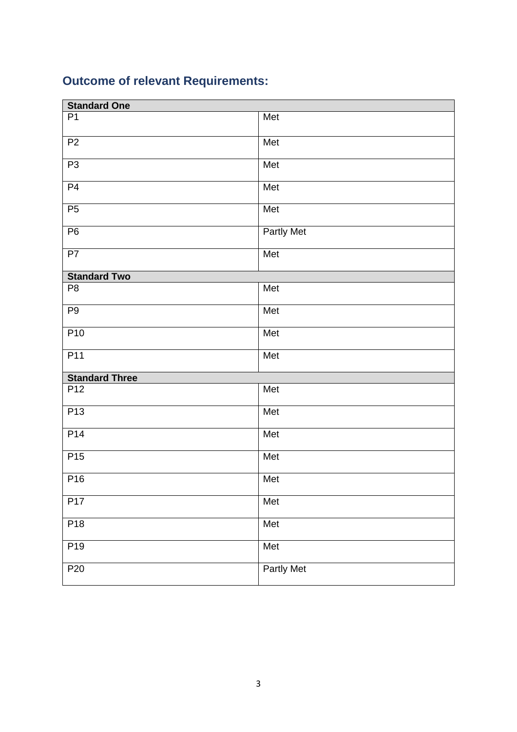## Outcome of relevant Requirements:

| Standard One | |
|---|---|
| P1 | Met |
| P2 | Met |
| P3 | Met |
| P4 | Met |
| P5 | Met |
| P6 | Partly Met |
| P7 | Met |
| **Standard Two** | |
| P8 | Met |
| P9 | Met |
| P10 | Met |
| P11 | Met |
| **Standard Three** | |
| P12 | Met |
| P13 | Met |
| P14 | Met |
| P15 | Met |
| P16 | Met |
| P17 | Met |
| P18 | Met |
| P19 | Met |
| P20 | Partly Met |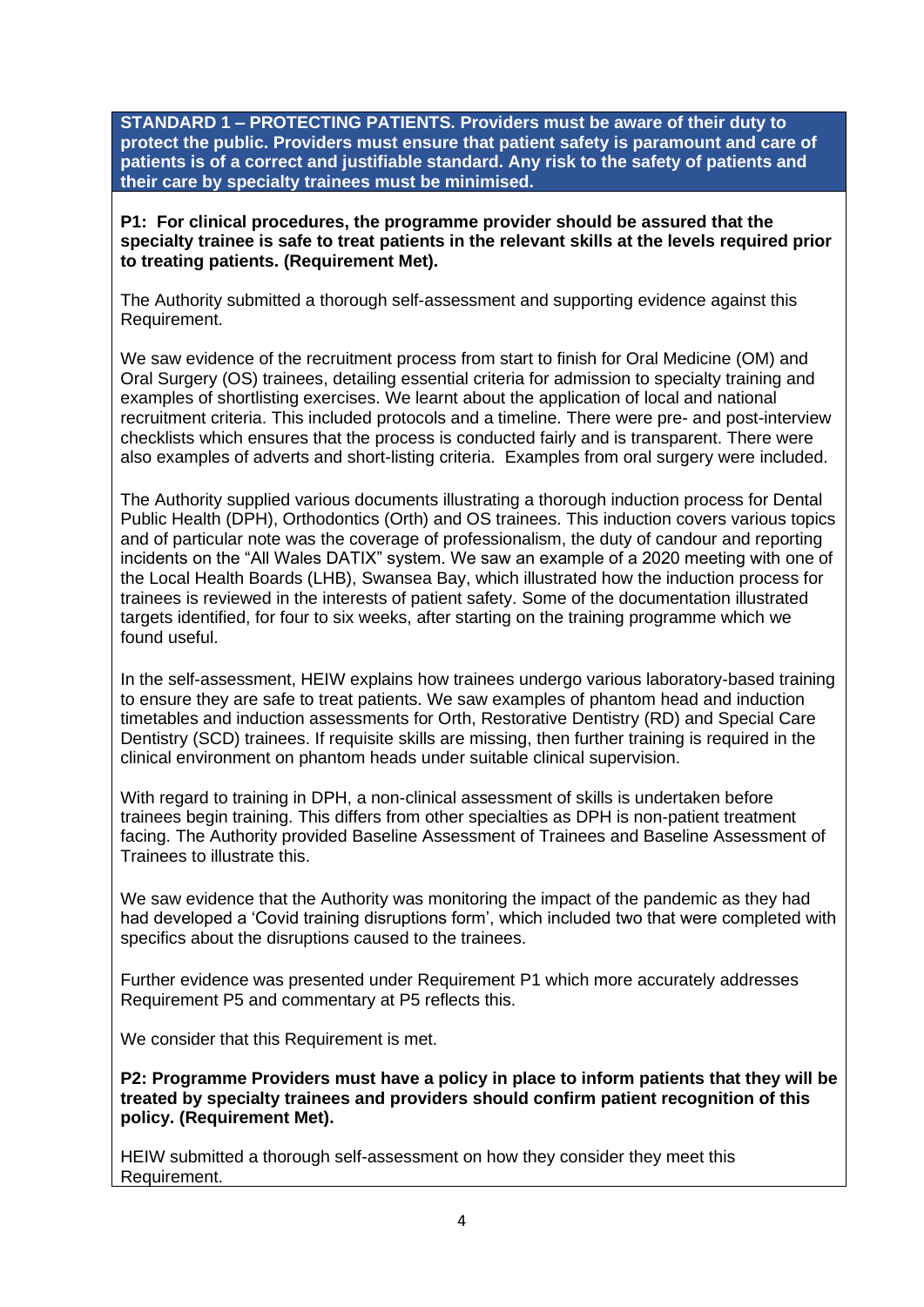**STANDARD 1 – PROTECTING PATIENTS. Providers must be aware of their duty to protect the public. Providers must ensure that patient safety is paramount and care of patients is of a correct and justifiable standard. Any risk to the safety of patients and their care by specialty trainees must be minimised.**

**P1: For clinical procedures, the programme provider should be assured that the specialty trainee is safe to treat patients in the relevant skills at the levels required prior to treating patients. (Requirement Met).**

The Authority submitted a thorough self-assessment and supporting evidence against this Requirement.

We saw evidence of the recruitment process from start to finish for Oral Medicine (OM) and Oral Surgery (OS) trainees, detailing essential criteria for admission to specialty training and examples of shortlisting exercises. We learnt about the application of local and national recruitment criteria. This included protocols and a timeline. There were pre- and post-interview checklists which ensures that the process is conducted fairly and is transparent. There were also examples of adverts and short-listing criteria. Examples from oral surgery were included.

The Authority supplied various documents illustrating a thorough induction process for Dental Public Health (DPH), Orthodontics (Orth) and OS trainees. This induction covers various topics and of particular note was the coverage of professionalism, the duty of candour and reporting incidents on the "All Wales DATIX" system. We saw an example of a 2020 meeting with one of the Local Health Boards (LHB), Swansea Bay, which illustrated how the induction process for trainees is reviewed in the interests of patient safety. Some of the documentation illustrated targets identified, for four to six weeks, after starting on the training programme which we found useful.

In the self-assessment, HEIW explains how trainees undergo various laboratory-based training to ensure they are safe to treat patients. We saw examples of phantom head and induction timetables and induction assessments for Orth, Restorative Dentistry (RD) and Special Care Dentistry (SCD) trainees. If requisite skills are missing, then further training is required in the clinical environment on phantom heads under suitable clinical supervision.

With regard to training in DPH, a non-clinical assessment of skills is undertaken before trainees begin training. This differs from other specialties as DPH is non-patient treatment facing. The Authority provided Baseline Assessment of Trainees and Baseline Assessment of Trainees to illustrate this.

We saw evidence that the Authority was monitoring the impact of the pandemic as they had had developed a 'Covid training disruptions form', which included two that were completed with specifics about the disruptions caused to the trainees.

Further evidence was presented under Requirement P1 which more accurately addresses Requirement P5 and commentary at P5 reflects this.

We consider that this Requirement is met.

**P2: Programme Providers must have a policy in place to inform patients that they will be treated by specialty trainees and providers should confirm patient recognition of this policy. (Requirement Met).**

HEIW submitted a thorough self-assessment on how they consider they meet this Requirement.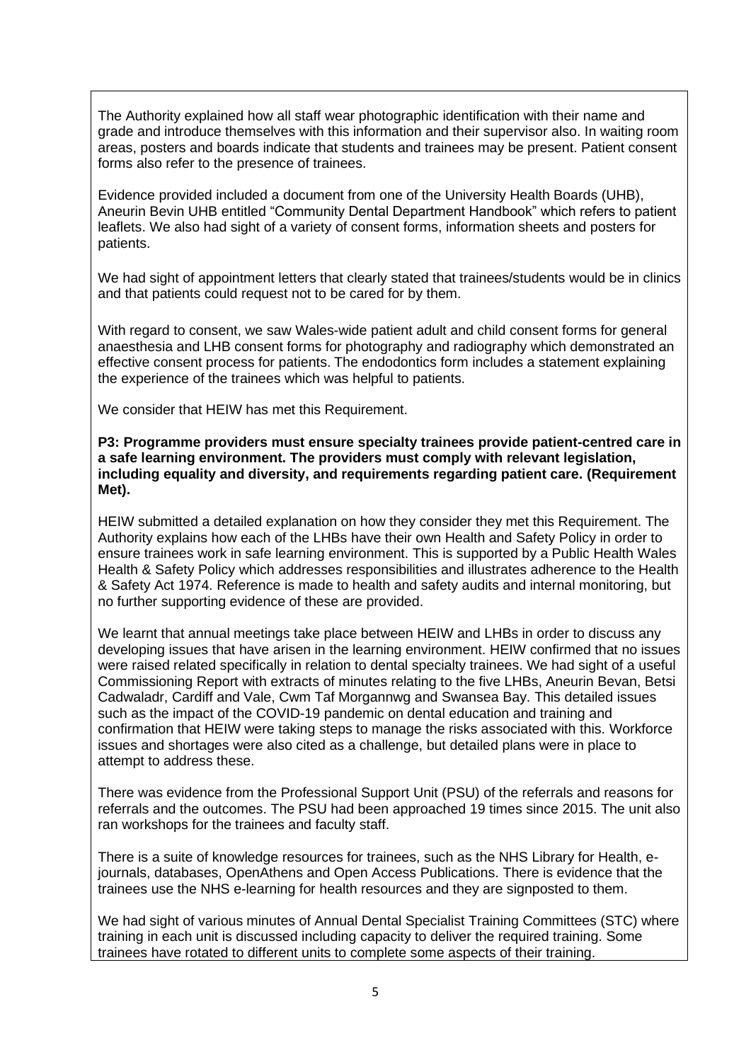The Authority explained how all staff wear photographic identification with their name and grade and introduce themselves with this information and their supervisor also. In waiting room areas, posters and boards indicate that students and trainees may be present. Patient consent forms also refer to the presence of trainees.

Evidence provided included a document from one of the University Health Boards (UHB), Aneurin Bevin UHB entitled "Community Dental Department Handbook" which refers to patient leaflets. We also had sight of a variety of consent forms, information sheets and posters for patients.

We had sight of appointment letters that clearly stated that trainees/students would be in clinics and that patients could request not to be cared for by them.

With regard to consent, we saw Wales-wide patient adult and child consent forms for general anaesthesia and LHB consent forms for photography and radiography which demonstrated an effective consent process for patients. The endodontics form includes a statement explaining the experience of the trainees which was helpful to patients.

We consider that HEIW has met this Requirement.

**P3: Programme providers must ensure specialty trainees provide patient-centred care in a safe learning environment. The providers must comply with relevant legislation, including equality and diversity, and requirements regarding patient care. (Requirement Met).**

HEIW submitted a detailed explanation on how they consider they met this Requirement. The Authority explains how each of the LHBs have their own Health and Safety Policy in order to ensure trainees work in safe learning environment. This is supported by a Public Health Wales Health & Safety Policy which addresses responsibilities and illustrates adherence to the Health & Safety Act 1974. Reference is made to health and safety audits and internal monitoring, but no further supporting evidence of these are provided.

We learnt that annual meetings take place between HEIW and LHBs in order to discuss any developing issues that have arisen in the learning environment. HEIW confirmed that no issues were raised related specifically in relation to dental specialty trainees. We had sight of a useful Commissioning Report with extracts of minutes relating to the five LHBs, Aneurin Bevan, Betsi Cadwaladr, Cardiff and Vale, Cwm Taf Morgannwg and Swansea Bay. This detailed issues such as the impact of the COVID-19 pandemic on dental education and training and confirmation that HEIW were taking steps to manage the risks associated with this. Workforce issues and shortages were also cited as a challenge, but detailed plans were in place to attempt to address these.

There was evidence from the Professional Support Unit (PSU) of the referrals and reasons for referrals and the outcomes. The PSU had been approached 19 times since 2015. The unit also ran workshops for the trainees and faculty staff.

There is a suite of knowledge resources for trainees, such as the NHS Library for Health, e-journals, databases, OpenAthens and Open Access Publications. There is evidence that the trainees use the NHS e-learning for health resources and they are signposted to them.

We had sight of various minutes of Annual Dental Specialist Training Committees (STC) where training in each unit is discussed including capacity to deliver the required training. Some trainees have rotated to different units to complete some aspects of their training.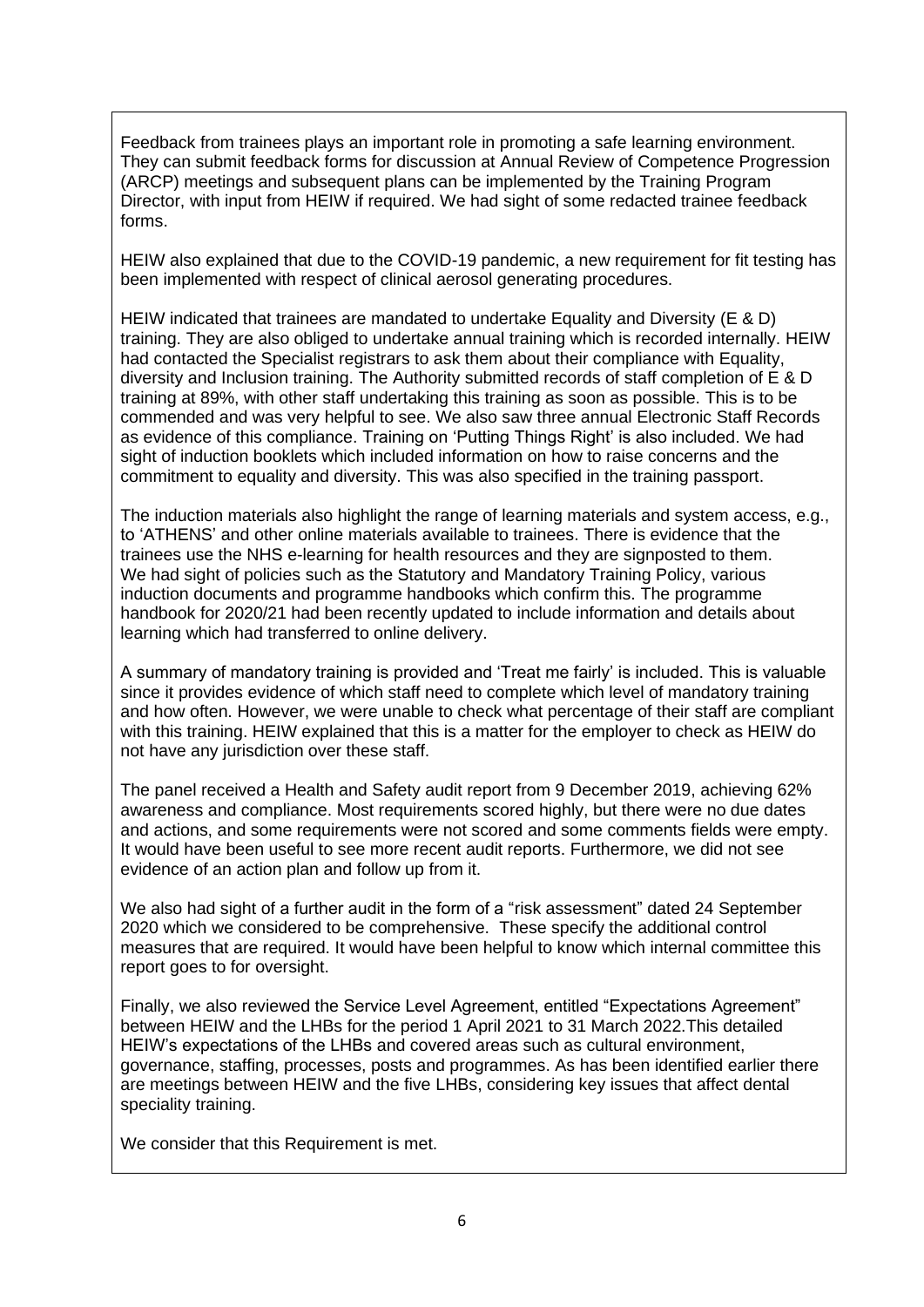Feedback from trainees plays an important role in promoting a safe learning environment. They can submit feedback forms for discussion at Annual Review of Competence Progression (ARCP) meetings and subsequent plans can be implemented by the Training Program Director, with input from HEIW if required. We had sight of some redacted trainee feedback forms.

HEIW also explained that due to the COVID-19 pandemic, a new requirement for fit testing has been implemented with respect of clinical aerosol generating procedures.

HEIW indicated that trainees are mandated to undertake Equality and Diversity (E & D) training. They are also obliged to undertake annual training which is recorded internally. HEIW had contacted the Specialist registrars to ask them about their compliance with Equality, diversity and Inclusion training. The Authority submitted records of staff completion of E & D training at 89%, with other staff undertaking this training as soon as possible. This is to be commended and was very helpful to see. We also saw three annual Electronic Staff Records as evidence of this compliance. Training on 'Putting Things Right' is also included. We had sight of induction booklets which included information on how to raise concerns and the commitment to equality and diversity. This was also specified in the training passport.

The induction materials also highlight the range of learning materials and system access, e.g., to 'ATHENS' and other online materials available to trainees. There is evidence that the trainees use the NHS e-learning for health resources and they are signposted to them. We had sight of policies such as the Statutory and Mandatory Training Policy, various induction documents and programme handbooks which confirm this. The programme handbook for 2020/21 had been recently updated to include information and details about learning which had transferred to online delivery.

A summary of mandatory training is provided and 'Treat me fairly' is included. This is valuable since it provides evidence of which staff need to complete which level of mandatory training and how often. However, we were unable to check what percentage of their staff are compliant with this training. HEIW explained that this is a matter for the employer to check as HEIW do not have any jurisdiction over these staff.

The panel received a Health and Safety audit report from 9 December 2019, achieving 62% awareness and compliance. Most requirements scored highly, but there were no due dates and actions, and some requirements were not scored and some comments fields were empty. It would have been useful to see more recent audit reports. Furthermore, we did not see evidence of an action plan and follow up from it.

We also had sight of a further audit in the form of a "risk assessment" dated 24 September 2020 which we considered to be comprehensive. These specify the additional control measures that are required. It would have been helpful to know which internal committee this report goes to for oversight.

Finally, we also reviewed the Service Level Agreement, entitled "Expectations Agreement" between HEIW and the LHBs for the period 1 April 2021 to 31 March 2022.This detailed HEIW's expectations of the LHBs and covered areas such as cultural environment, governance, staffing, processes, posts and programmes. As has been identified earlier there are meetings between HEIW and the five LHBs, considering key issues that affect dental speciality training.

We consider that this Requirement is met.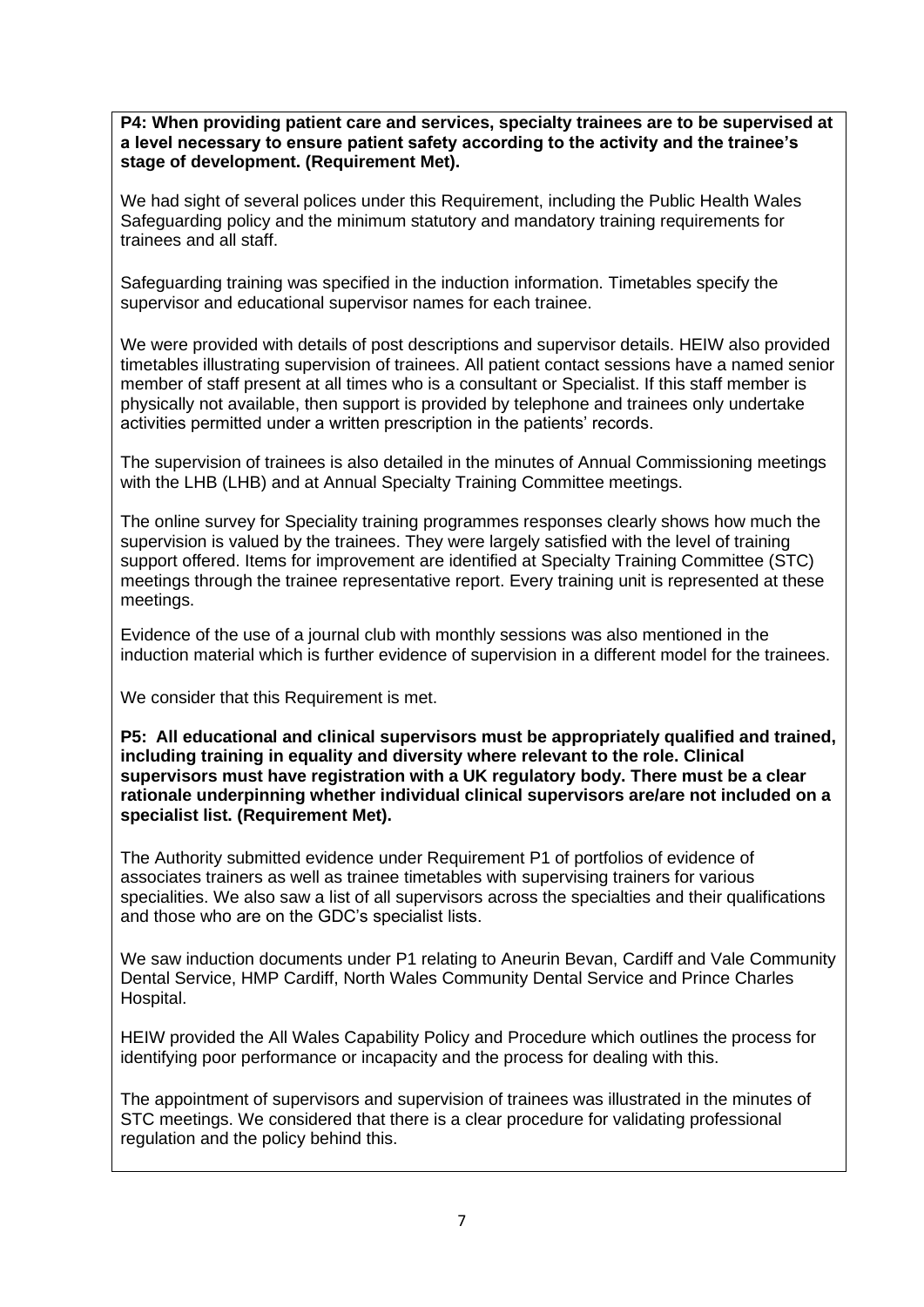**P4: When providing patient care and services, specialty trainees are to be supervised at a level necessary to ensure patient safety according to the activity and the trainee's stage of development. (Requirement Met).**

We had sight of several polices under this Requirement, including the Public Health Wales Safeguarding policy and the minimum statutory and mandatory training requirements for trainees and all staff.

Safeguarding training was specified in the induction information. Timetables specify the supervisor and educational supervisor names for each trainee.

We were provided with details of post descriptions and supervisor details. HEIW also provided timetables illustrating supervision of trainees. All patient contact sessions have a named senior member of staff present at all times who is a consultant or Specialist. If this staff member is physically not available, then support is provided by telephone and trainees only undertake activities permitted under a written prescription in the patients' records.

The supervision of trainees is also detailed in the minutes of Annual Commissioning meetings with the LHB (LHB) and at Annual Specialty Training Committee meetings.

The online survey for Speciality training programmes responses clearly shows how much the supervision is valued by the trainees. They were largely satisfied with the level of training support offered. Items for improvement are identified at Specialty Training Committee (STC) meetings through the trainee representative report. Every training unit is represented at these meetings.

Evidence of the use of a journal club with monthly sessions was also mentioned in the induction material which is further evidence of supervision in a different model for the trainees.

We consider that this Requirement is met.

**P5: All educational and clinical supervisors must be appropriately qualified and trained, including training in equality and diversity where relevant to the role. Clinical supervisors must have registration with a UK regulatory body. There must be a clear rationale underpinning whether individual clinical supervisors are/are not included on a specialist list. (Requirement Met).**

The Authority submitted evidence under Requirement P1 of portfolios of evidence of associates trainers as well as trainee timetables with supervising trainers for various specialities. We also saw a list of all supervisors across the specialties and their qualifications and those who are on the GDC's specialist lists.

We saw induction documents under P1 relating to Aneurin Bevan, Cardiff and Vale Community Dental Service, HMP Cardiff, North Wales Community Dental Service and Prince Charles Hospital.

HEIW provided the All Wales Capability Policy and Procedure which outlines the process for identifying poor performance or incapacity and the process for dealing with this.

The appointment of supervisors and supervision of trainees was illustrated in the minutes of STC meetings. We considered that there is a clear procedure for validating professional regulation and the policy behind this.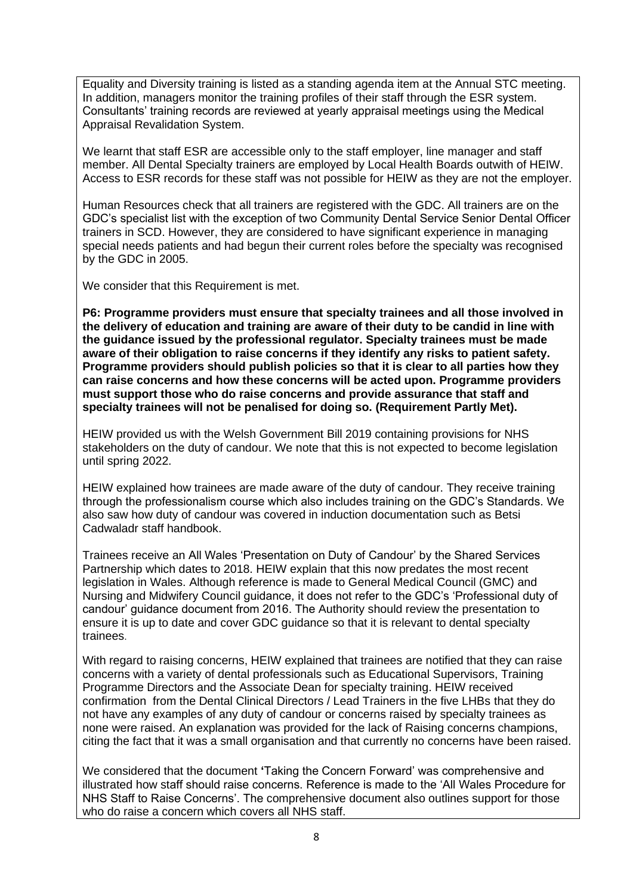Equality and Diversity training is listed as a standing agenda item at the Annual STC meeting. In addition, managers monitor the training profiles of their staff through the ESR system. Consultants' training records are reviewed at yearly appraisal meetings using the Medical Appraisal Revalidation System.

We learnt that staff ESR are accessible only to the staff employer, line manager and staff member. All Dental Specialty trainers are employed by Local Health Boards outwith of HEIW. Access to ESR records for these staff was not possible for HEIW as they are not the employer.

Human Resources check that all trainers are registered with the GDC. All trainers are on the GDC's specialist list with the exception of two Community Dental Service Senior Dental Officer trainers in SCD. However, they are considered to have significant experience in managing special needs patients and had begun their current roles before the specialty was recognised by the GDC in 2005.

We consider that this Requirement is met.

**P6: Programme providers must ensure that specialty trainees and all those involved in the delivery of education and training are aware of their duty to be candid in line with the guidance issued by the professional regulator. Specialty trainees must be made aware of their obligation to raise concerns if they identify any risks to patient safety. Programme providers should publish policies so that it is clear to all parties how they can raise concerns and how these concerns will be acted upon. Programme providers must support those who do raise concerns and provide assurance that staff and specialty trainees will not be penalised for doing so. (Requirement Partly Met).**

HEIW provided us with the Welsh Government Bill 2019 containing provisions for NHS stakeholders on the duty of candour. We note that this is not expected to become legislation until spring 2022.

HEIW explained how trainees are made aware of the duty of candour. They receive training through the professionalism course which also includes training on the GDC's Standards. We also saw how duty of candour was covered in induction documentation such as Betsi Cadwaladr staff handbook.

Trainees receive an All Wales 'Presentation on Duty of Candour' by the Shared Services Partnership which dates to 2018. HEIW explain that this now predates the most recent legislation in Wales. Although reference is made to General Medical Council (GMC) and Nursing and Midwifery Council guidance, it does not refer to the GDC's 'Professional duty of candour' guidance document from 2016. The Authority should review the presentation to ensure it is up to date and cover GDC guidance so that it is relevant to dental specialty trainees.

With regard to raising concerns, HEIW explained that trainees are notified that they can raise concerns with a variety of dental professionals such as Educational Supervisors, Training Programme Directors and the Associate Dean for specialty training. HEIW received confirmation from the Dental Clinical Directors / Lead Trainers in the five LHBs that they do not have any examples of any duty of candour or concerns raised by specialty trainees as none were raised. An explanation was provided for the lack of Raising concerns champions, citing the fact that it was a small organisation and that currently no concerns have been raised.

We considered that the document 'Taking the Concern Forward' was comprehensive and illustrated how staff should raise concerns. Reference is made to the 'All Wales Procedure for NHS Staff to Raise Concerns'. The comprehensive document also outlines support for those who do raise a concern which covers all NHS staff.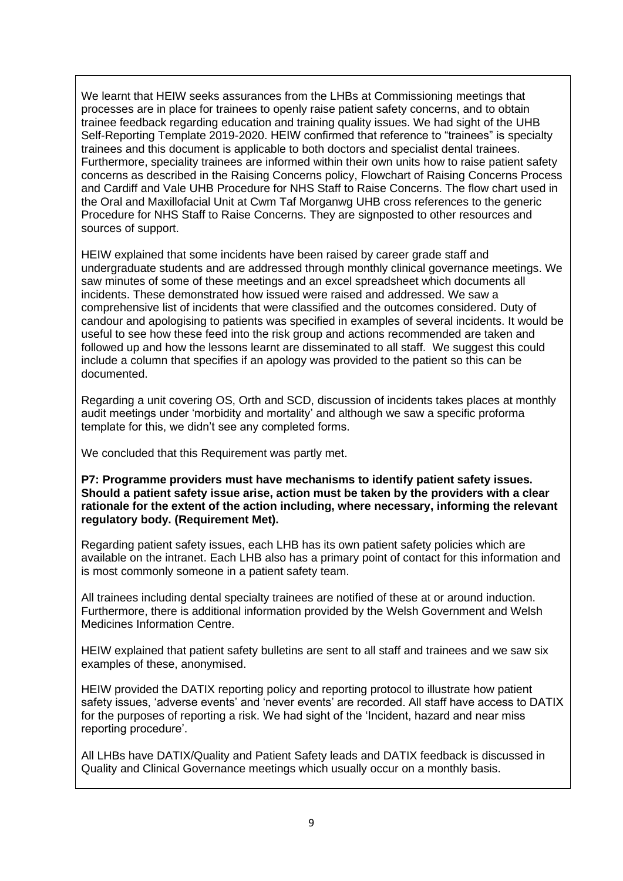We learnt that HEIW seeks assurances from the LHBs at Commissioning meetings that processes are in place for trainees to openly raise patient safety concerns, and to obtain trainee feedback regarding education and training quality issues. We had sight of the UHB Self-Reporting Template 2019-2020. HEIW confirmed that reference to "trainees" is specialty trainees and this document is applicable to both doctors and specialist dental trainees. Furthermore, speciality trainees are informed within their own units how to raise patient safety concerns as described in the Raising Concerns policy, Flowchart of Raising Concerns Process and Cardiff and Vale UHB Procedure for NHS Staff to Raise Concerns. The flow chart used in the Oral and Maxillofacial Unit at Cwm Taf Morganwg UHB cross references to the generic Procedure for NHS Staff to Raise Concerns. They are signposted to other resources and sources of support.

HEIW explained that some incidents have been raised by career grade staff and undergraduate students and are addressed through monthly clinical governance meetings. We saw minutes of some of these meetings and an excel spreadsheet which documents all incidents. These demonstrated how issued were raised and addressed. We saw a comprehensive list of incidents that were classified and the outcomes considered. Duty of candour and apologising to patients was specified in examples of several incidents. It would be useful to see how these feed into the risk group and actions recommended are taken and followed up and how the lessons learnt are disseminated to all staff. We suggest this could include a column that specifies if an apology was provided to the patient so this can be documented.

Regarding a unit covering OS, Orth and SCD, discussion of incidents takes places at monthly audit meetings under 'morbidity and mortality' and although we saw a specific proforma template for this, we didn't see any completed forms.

We concluded that this Requirement was partly met.

**P7: Programme providers must have mechanisms to identify patient safety issues. Should a patient safety issue arise, action must be taken by the providers with a clear rationale for the extent of the action including, where necessary, informing the relevant regulatory body. (Requirement Met).**

Regarding patient safety issues, each LHB has its own patient safety policies which are available on the intranet. Each LHB also has a primary point of contact for this information and is most commonly someone in a patient safety team.

All trainees including dental specialty trainees are notified of these at or around induction. Furthermore, there is additional information provided by the Welsh Government and Welsh Medicines Information Centre.

HEIW explained that patient safety bulletins are sent to all staff and trainees and we saw six examples of these, anonymised.

HEIW provided the DATIX reporting policy and reporting protocol to illustrate how patient safety issues, 'adverse events' and 'never events' are recorded. All staff have access to DATIX for the purposes of reporting a risk. We had sight of the 'Incident, hazard and near miss reporting procedure'.

All LHBs have DATIX/Quality and Patient Safety leads and DATIX feedback is discussed in Quality and Clinical Governance meetings which usually occur on a monthly basis.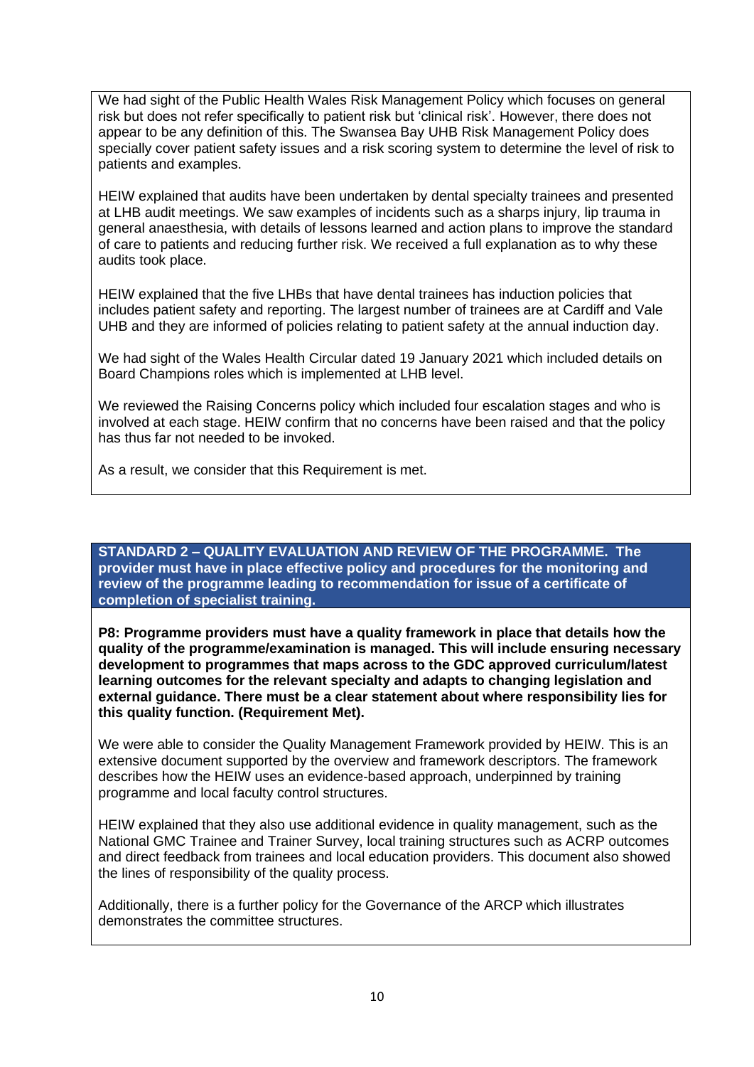We had sight of the Public Health Wales Risk Management Policy which focuses on general risk but does not refer specifically to patient risk but 'clinical risk'. However, there does not appear to be any definition of this. The Swansea Bay UHB Risk Management Policy does specially cover patient safety issues and a risk scoring system to determine the level of risk to patients and examples.

HEIW explained that audits have been undertaken by dental specialty trainees and presented at LHB audit meetings. We saw examples of incidents such as a sharps injury, lip trauma in general anaesthesia, with details of lessons learned and action plans to improve the standard of care to patients and reducing further risk. We received a full explanation as to why these audits took place.

HEIW explained that the five LHBs that have dental trainees has induction policies that includes patient safety and reporting. The largest number of trainees are at Cardiff and Vale UHB and they are informed of policies relating to patient safety at the annual induction day.

We had sight of the Wales Health Circular dated 19 January 2021 which included details on Board Champions roles which is implemented at LHB level.

We reviewed the Raising Concerns policy which included four escalation stages and who is involved at each stage. HEIW confirm that no concerns have been raised and that the policy has thus far not needed to be invoked.

As a result, we consider that this Requirement is met.

**STANDARD 2 – QUALITY EVALUATION AND REVIEW OF THE PROGRAMME. The provider must have in place effective policy and procedures for the monitoring and review of the programme leading to recommendation for issue of a certificate of completion of specialist training.**

**P8: Programme providers must have a quality framework in place that details how the quality of the programme/examination is managed. This will include ensuring necessary development to programmes that maps across to the GDC approved curriculum/latest learning outcomes for the relevant specialty and adapts to changing legislation and external guidance. There must be a clear statement about where responsibility lies for this quality function. (Requirement Met).**

We were able to consider the Quality Management Framework provided by HEIW. This is an extensive document supported by the overview and framework descriptors. The framework describes how the HEIW uses an evidence-based approach, underpinned by training programme and local faculty control structures.

HEIW explained that they also use additional evidence in quality management, such as the National GMC Trainee and Trainer Survey, local training structures such as ACRP outcomes and direct feedback from trainees and local education providers. This document also showed the lines of responsibility of the quality process.

Additionally, there is a further policy for the Governance of the ARCP which illustrates demonstrates the committee structures.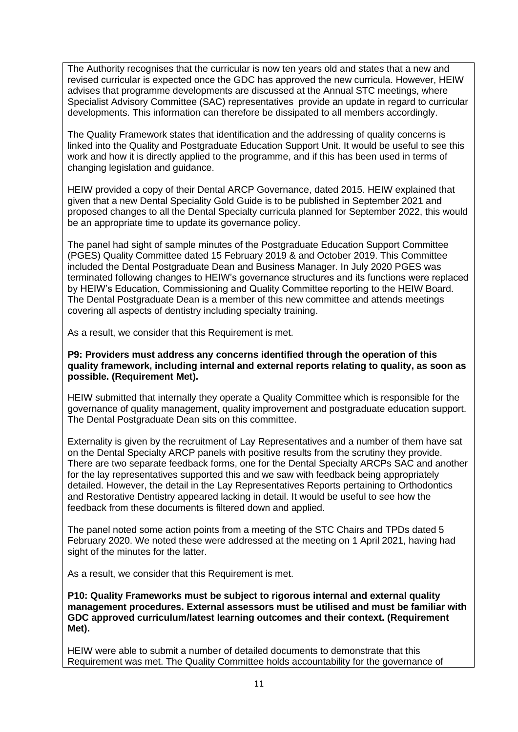The Authority recognises that the curricular is now ten years old and states that a new and revised curricular is expected once the GDC has approved the new curricula. However, HEIW advises that programme developments are discussed at the Annual STC meetings, where Specialist Advisory Committee (SAC) representatives provide an update in regard to curricular developments. This information can therefore be dissipated to all members accordingly.

The Quality Framework states that identification and the addressing of quality concerns is linked into the Quality and Postgraduate Education Support Unit. It would be useful to see this work and how it is directly applied to the programme, and if this has been used in terms of changing legislation and guidance.

HEIW provided a copy of their Dental ARCP Governance, dated 2015. HEIW explained that given that a new Dental Speciality Gold Guide is to be published in September 2021 and proposed changes to all the Dental Specialty curricula planned for September 2022, this would be an appropriate time to update its governance policy.

The panel had sight of sample minutes of the Postgraduate Education Support Committee (PGES) Quality Committee dated 15 February 2019 & and October 2019. This Committee included the Dental Postgraduate Dean and Business Manager. In July 2020 PGES was terminated following changes to HEIW's governance structures and its functions were replaced by HEIW's Education, Commissioning and Quality Committee reporting to the HEIW Board. The Dental Postgraduate Dean is a member of this new committee and attends meetings covering all aspects of dentistry including specialty training.

As a result, we consider that this Requirement is met.

**P9: Providers must address any concerns identified through the operation of this quality framework, including internal and external reports relating to quality, as soon as possible. (Requirement Met).**

HEIW submitted that internally they operate a Quality Committee which is responsible for the governance of quality management, quality improvement and postgraduate education support. The Dental Postgraduate Dean sits on this committee.

Externality is given by the recruitment of Lay Representatives and a number of them have sat on the Dental Specialty ARCP panels with positive results from the scrutiny they provide. There are two separate feedback forms, one for the Dental Specialty ARCPs SAC and another for the lay representatives supported this and we saw with feedback being appropriately detailed. However, the detail in the Lay Representatives Reports pertaining to Orthodontics and Restorative Dentistry appeared lacking in detail. It would be useful to see how the feedback from these documents is filtered down and applied.

The panel noted some action points from a meeting of the STC Chairs and TPDs dated 5 February 2020. We noted these were addressed at the meeting on 1 April 2021, having had sight of the minutes for the latter.

As a result, we consider that this Requirement is met.

**P10: Quality Frameworks must be subject to rigorous internal and external quality management procedures. External assessors must be utilised and must be familiar with GDC approved curriculum/latest learning outcomes and their context. (Requirement Met).**

HEIW were able to submit a number of detailed documents to demonstrate that this Requirement was met. The Quality Committee holds accountability for the governance of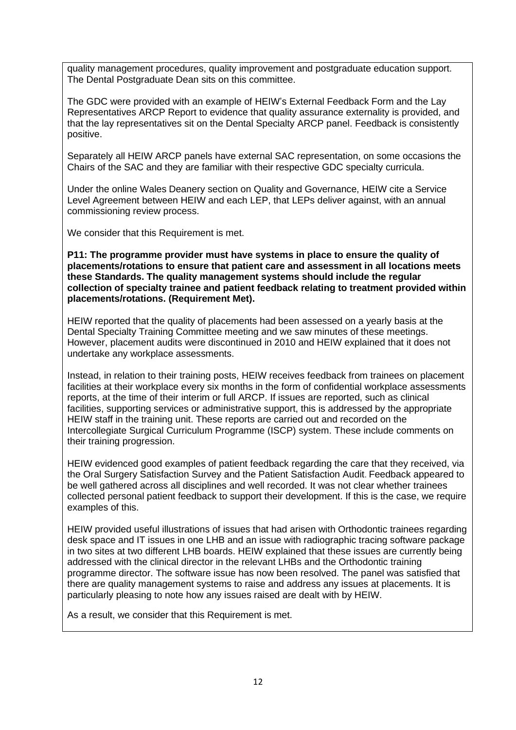quality management procedures, quality improvement and postgraduate education support. The Dental Postgraduate Dean sits on this committee.

The GDC were provided with an example of HEIW's External Feedback Form and the Lay Representatives ARCP Report to evidence that quality assurance externality is provided, and that the lay representatives sit on the Dental Specialty ARCP panel. Feedback is consistently positive.

Separately all HEIW ARCP panels have external SAC representation, on some occasions the Chairs of the SAC and they are familiar with their respective GDC specialty curricula.

Under the online Wales Deanery section on Quality and Governance, HEIW cite a Service Level Agreement between HEIW and each LEP, that LEPs deliver against, with an annual commissioning review process.

We consider that this Requirement is met.

**P11: The programme provider must have systems in place to ensure the quality of placements/rotations to ensure that patient care and assessment in all locations meets these Standards. The quality management systems should include the regular collection of specialty trainee and patient feedback relating to treatment provided within placements/rotations. (Requirement Met).**

HEIW reported that the quality of placements had been assessed on a yearly basis at the Dental Specialty Training Committee meeting and we saw minutes of these meetings. However, placement audits were discontinued in 2010 and HEIW explained that it does not undertake any workplace assessments.

Instead, in relation to their training posts, HEIW receives feedback from trainees on placement facilities at their workplace every six months in the form of confidential workplace assessments reports, at the time of their interim or full ARCP. If issues are reported, such as clinical facilities, supporting services or administrative support, this is addressed by the appropriate HEIW staff in the training unit. These reports are carried out and recorded on the Intercollegiate Surgical Curriculum Programme (ISCP) system. These include comments on their training progression.

HEIW evidenced good examples of patient feedback regarding the care that they received, via the Oral Surgery Satisfaction Survey and the Patient Satisfaction Audit. Feedback appeared to be well gathered across all disciplines and well recorded. It was not clear whether trainees collected personal patient feedback to support their development. If this is the case, we require examples of this.

HEIW provided useful illustrations of issues that had arisen with Orthodontic trainees regarding desk space and IT issues in one LHB and an issue with radiographic tracing software package in two sites at two different LHB boards. HEIW explained that these issues are currently being addressed with the clinical director in the relevant LHBs and the Orthodontic training programme director. The software issue has now been resolved. The panel was satisfied that there are quality management systems to raise and address any issues at placements. It is particularly pleasing to note how any issues raised are dealt with by HEIW.

As a result, we consider that this Requirement is met.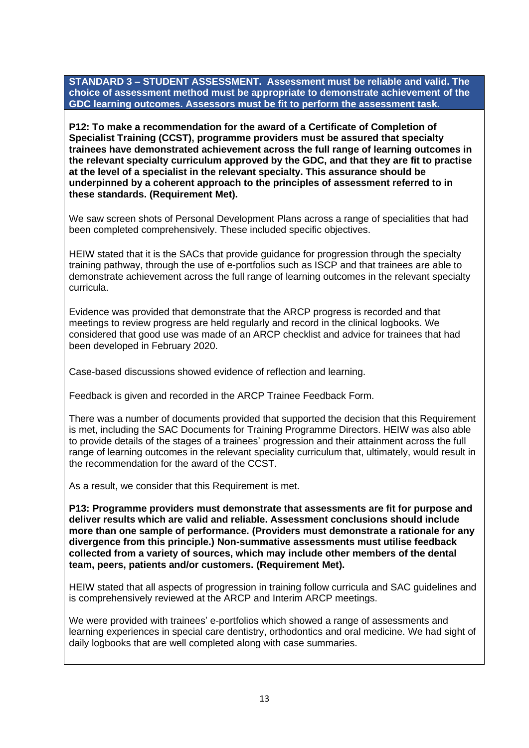**STANDARD 3 – STUDENT ASSESSMENT. Assessment must be reliable and valid. The choice of assessment method must be appropriate to demonstrate achievement of the GDC learning outcomes. Assessors must be fit to perform the assessment task.**

**P12: To make a recommendation for the award of a Certificate of Completion of Specialist Training (CCST), programme providers must be assured that specialty trainees have demonstrated achievement across the full range of learning outcomes in the relevant specialty curriculum approved by the GDC, and that they are fit to practise at the level of a specialist in the relevant specialty. This assurance should be underpinned by a coherent approach to the principles of assessment referred to in these standards. (Requirement Met).**

We saw screen shots of Personal Development Plans across a range of specialities that had been completed comprehensively. These included specific objectives.

HEIW stated that it is the SACs that provide guidance for progression through the specialty training pathway, through the use of e-portfolios such as ISCP and that trainees are able to demonstrate achievement across the full range of learning outcomes in the relevant specialty curricula.

Evidence was provided that demonstrate that the ARCP progress is recorded and that meetings to review progress are held regularly and record in the clinical logbooks. We considered that good use was made of an ARCP checklist and advice for trainees that had been developed in February 2020.

Case-based discussions showed evidence of reflection and learning.

Feedback is given and recorded in the ARCP Trainee Feedback Form.

There was a number of documents provided that supported the decision that this Requirement is met, including the SAC Documents for Training Programme Directors. HEIW was also able to provide details of the stages of a trainees' progression and their attainment across the full range of learning outcomes in the relevant speciality curriculum that, ultimately, would result in the recommendation for the award of the CCST.

As a result, we consider that this Requirement is met.

**P13: Programme providers must demonstrate that assessments are fit for purpose and deliver results which are valid and reliable. Assessment conclusions should include more than one sample of performance. (Providers must demonstrate a rationale for any divergence from this principle.) Non-summative assessments must utilise feedback collected from a variety of sources, which may include other members of the dental team, peers, patients and/or customers. (Requirement Met).**

HEIW stated that all aspects of progression in training follow curricula and SAC guidelines and is comprehensively reviewed at the ARCP and Interim ARCP meetings.

We were provided with trainees' e-portfolios which showed a range of assessments and learning experiences in special care dentistry, orthodontics and oral medicine. We had sight of daily logbooks that are well completed along with case summaries.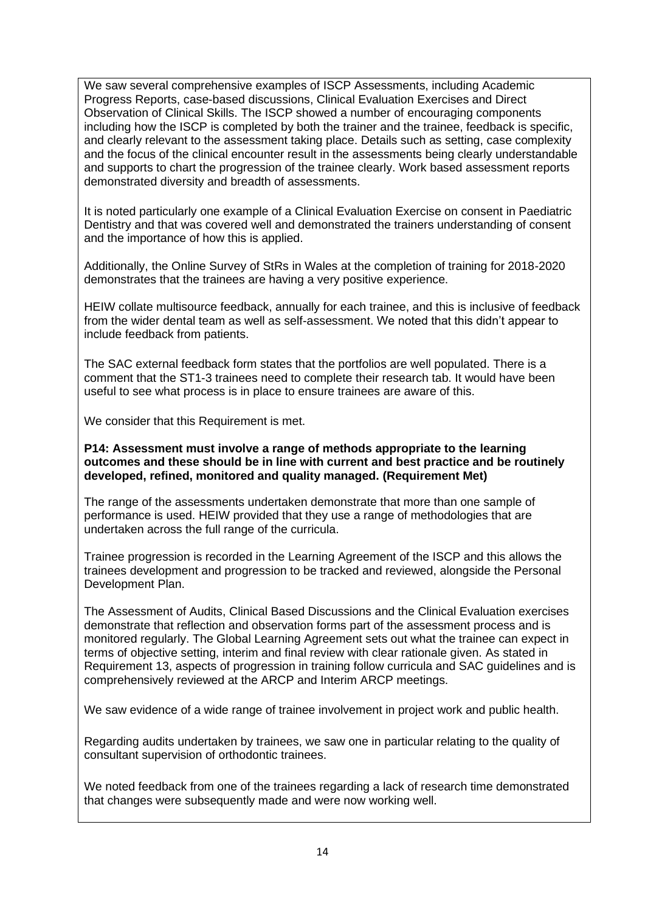We saw several comprehensive examples of ISCP Assessments, including Academic Progress Reports, case-based discussions, Clinical Evaluation Exercises and Direct Observation of Clinical Skills. The ISCP showed a number of encouraging components including how the ISCP is completed by both the trainer and the trainee, feedback is specific, and clearly relevant to the assessment taking place. Details such as setting, case complexity and the focus of the clinical encounter result in the assessments being clearly understandable and supports to chart the progression of the trainee clearly. Work based assessment reports demonstrated diversity and breadth of assessments.

It is noted particularly one example of a Clinical Evaluation Exercise on consent in Paediatric Dentistry and that was covered well and demonstrated the trainers understanding of consent and the importance of how this is applied.

Additionally, the Online Survey of StRs in Wales at the completion of training for 2018-2020 demonstrates that the trainees are having a very positive experience.

HEIW collate multisource feedback, annually for each trainee, and this is inclusive of feedback from the wider dental team as well as self-assessment. We noted that this didn't appear to include feedback from patients.

The SAC external feedback form states that the portfolios are well populated. There is a comment that the ST1-3 trainees need to complete their research tab. It would have been useful to see what process is in place to ensure trainees are aware of this.

We consider that this Requirement is met.

**P14: Assessment must involve a range of methods appropriate to the learning outcomes and these should be in line with current and best practice and be routinely developed, refined, monitored and quality managed. (Requirement Met)**

The range of the assessments undertaken demonstrate that more than one sample of performance is used. HEIW provided that they use a range of methodologies that are undertaken across the full range of the curricula.

Trainee progression is recorded in the Learning Agreement of the ISCP and this allows the trainees development and progression to be tracked and reviewed, alongside the Personal Development Plan.

The Assessment of Audits, Clinical Based Discussions and the Clinical Evaluation exercises demonstrate that reflection and observation forms part of the assessment process and is monitored regularly. The Global Learning Agreement sets out what the trainee can expect in terms of objective setting, interim and final review with clear rationale given. As stated in Requirement 13, aspects of progression in training follow curricula and SAC guidelines and is comprehensively reviewed at the ARCP and Interim ARCP meetings.

We saw evidence of a wide range of trainee involvement in project work and public health.

Regarding audits undertaken by trainees, we saw one in particular relating to the quality of consultant supervision of orthodontic trainees.

We noted feedback from one of the trainees regarding a lack of research time demonstrated that changes were subsequently made and were now working well.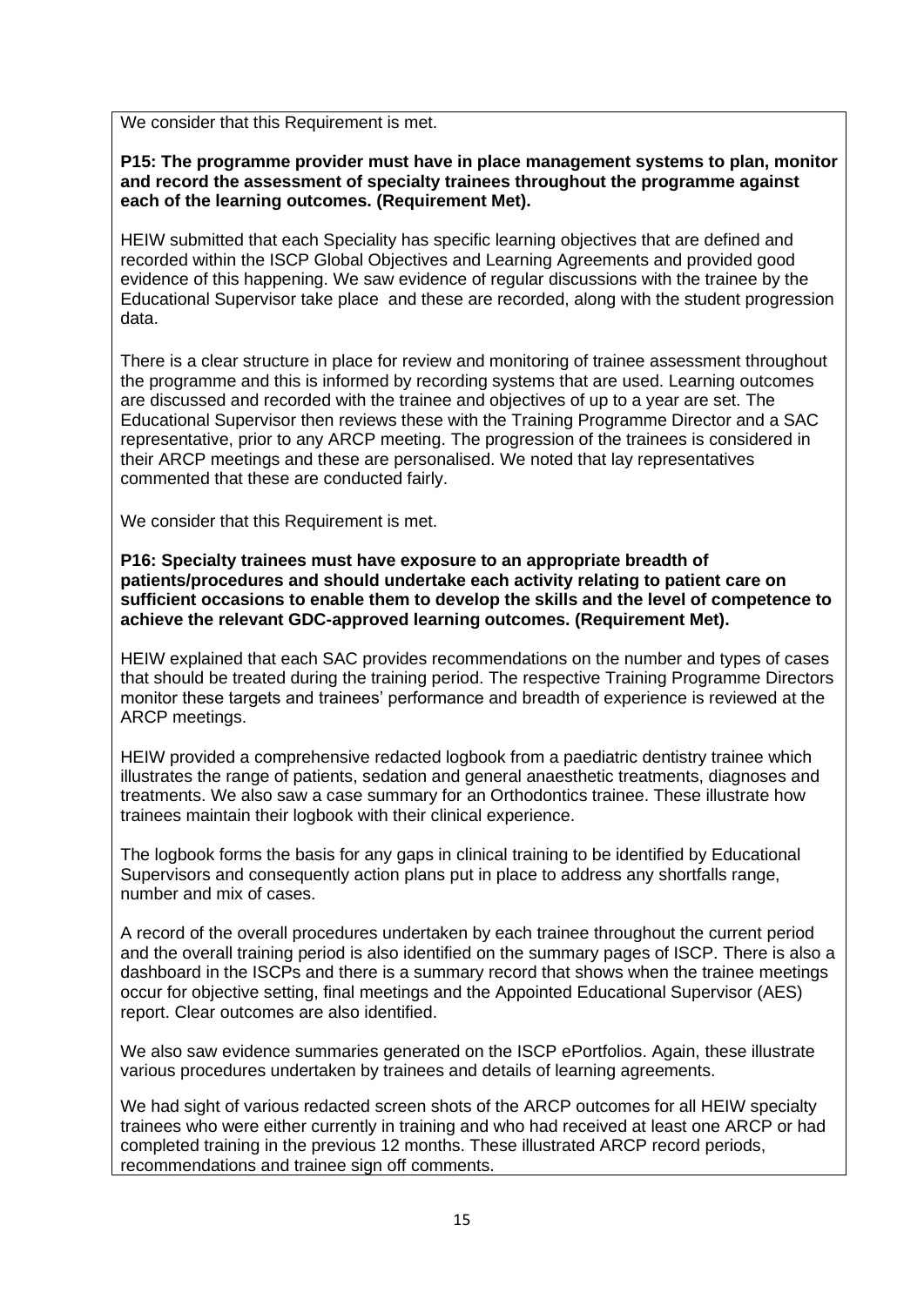We consider that this Requirement is met.

**P15: The programme provider must have in place management systems to plan, monitor and record the assessment of specialty trainees throughout the programme against each of the learning outcomes. (Requirement Met).**

HEIW submitted that each Speciality has specific learning objectives that are defined and recorded within the ISCP Global Objectives and Learning Agreements and provided good evidence of this happening. We saw evidence of regular discussions with the trainee by the Educational Supervisor take place and these are recorded, along with the student progression data.

There is a clear structure in place for review and monitoring of trainee assessment throughout the programme and this is informed by recording systems that are used. Learning outcomes are discussed and recorded with the trainee and objectives of up to a year are set. The Educational Supervisor then reviews these with the Training Programme Director and a SAC representative, prior to any ARCP meeting. The progression of the trainees is considered in their ARCP meetings and these are personalised. We noted that lay representatives commented that these are conducted fairly.

We consider that this Requirement is met.

**P16: Specialty trainees must have exposure to an appropriate breadth of patients/procedures and should undertake each activity relating to patient care on sufficient occasions to enable them to develop the skills and the level of competence to achieve the relevant GDC-approved learning outcomes. (Requirement Met).**

HEIW explained that each SAC provides recommendations on the number and types of cases that should be treated during the training period. The respective Training Programme Directors monitor these targets and trainees' performance and breadth of experience is reviewed at the ARCP meetings.

HEIW provided a comprehensive redacted logbook from a paediatric dentistry trainee which illustrates the range of patients, sedation and general anaesthetic treatments, diagnoses and treatments. We also saw a case summary for an Orthodontics trainee. These illustrate how trainees maintain their logbook with their clinical experience.

The logbook forms the basis for any gaps in clinical training to be identified by Educational Supervisors and consequently action plans put in place to address any shortfalls range, number and mix of cases.

A record of the overall procedures undertaken by each trainee throughout the current period and the overall training period is also identified on the summary pages of ISCP. There is also a dashboard in the ISCPs and there is a summary record that shows when the trainee meetings occur for objective setting, final meetings and the Appointed Educational Supervisor (AES) report. Clear outcomes are also identified.

We also saw evidence summaries generated on the ISCP ePortfolios. Again, these illustrate various procedures undertaken by trainees and details of learning agreements.

We had sight of various redacted screen shots of the ARCP outcomes for all HEIW specialty trainees who were either currently in training and who had received at least one ARCP or had completed training in the previous 12 months. These illustrated ARCP record periods, recommendations and trainee sign off comments.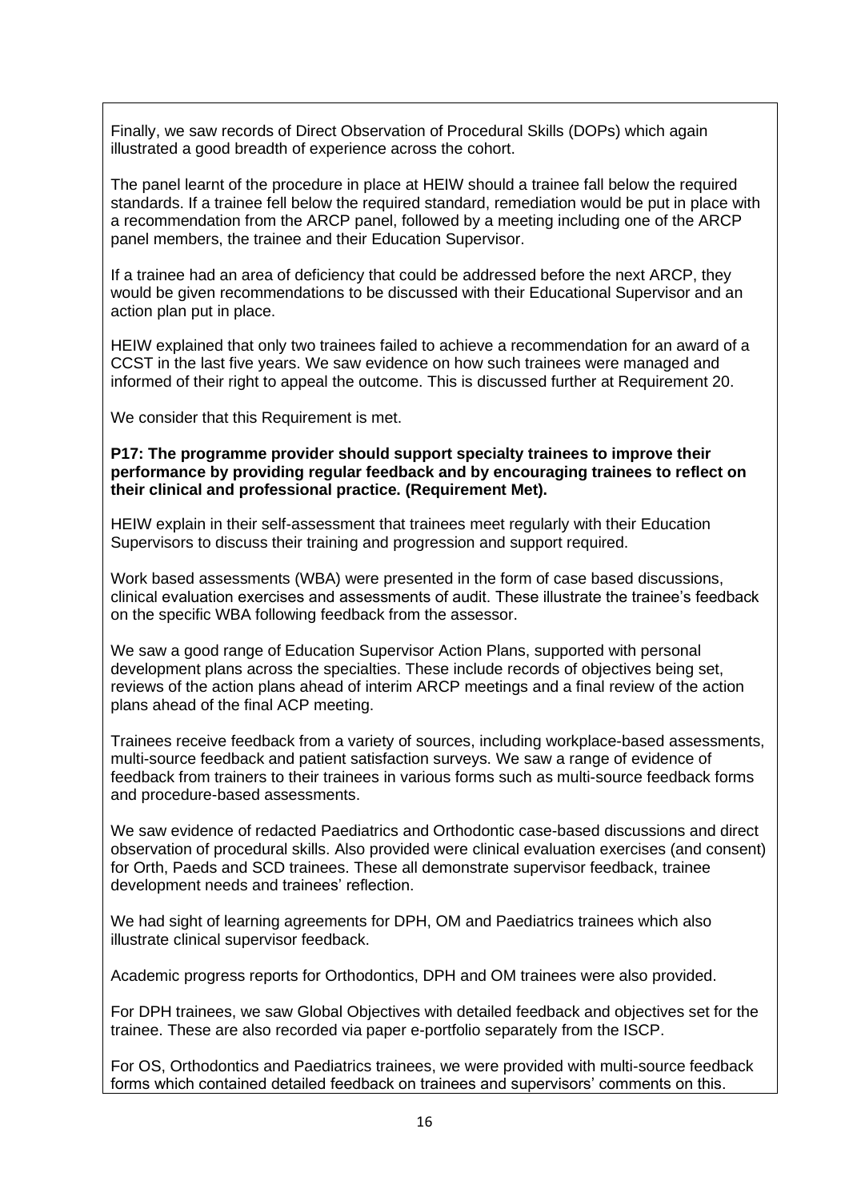Finally, we saw records of Direct Observation of Procedural Skills (DOPs) which again illustrated a good breadth of experience across the cohort.

The panel learnt of the procedure in place at HEIW should a trainee fall below the required standards. If a trainee fell below the required standard, remediation would be put in place with a recommendation from the ARCP panel, followed by a meeting including one of the ARCP panel members, the trainee and their Education Supervisor.

If a trainee had an area of deficiency that could be addressed before the next ARCP, they would be given recommendations to be discussed with their Educational Supervisor and an action plan put in place.

HEIW explained that only two trainees failed to achieve a recommendation for an award of a CCST in the last five years. We saw evidence on how such trainees were managed and informed of their right to appeal the outcome. This is discussed further at Requirement 20.

We consider that this Requirement is met.

**P17: The programme provider should support specialty trainees to improve their performance by providing regular feedback and by encouraging trainees to reflect on their clinical and professional practice. (Requirement Met).**

HEIW explain in their self-assessment that trainees meet regularly with their Education Supervisors to discuss their training and progression and support required.

Work based assessments (WBA) were presented in the form of case based discussions, clinical evaluation exercises and assessments of audit. These illustrate the trainee's feedback on the specific WBA following feedback from the assessor.

We saw a good range of Education Supervisor Action Plans, supported with personal development plans across the specialties. These include records of objectives being set, reviews of the action plans ahead of interim ARCP meetings and a final review of the action plans ahead of the final ACP meeting.

Trainees receive feedback from a variety of sources, including workplace-based assessments, multi-source feedback and patient satisfaction surveys. We saw a range of evidence of feedback from trainers to their trainees in various forms such as multi-source feedback forms and procedure-based assessments.

We saw evidence of redacted Paediatrics and Orthodontic case-based discussions and direct observation of procedural skills. Also provided were clinical evaluation exercises (and consent) for Orth, Paeds and SCD trainees. These all demonstrate supervisor feedback, trainee development needs and trainees' reflection.

We had sight of learning agreements for DPH, OM and Paediatrics trainees which also illustrate clinical supervisor feedback.

Academic progress reports for Orthodontics, DPH and OM trainees were also provided.

For DPH trainees, we saw Global Objectives with detailed feedback and objectives set for the trainee. These are also recorded via paper e-portfolio separately from the ISCP.

For OS, Orthodontics and Paediatrics trainees, we were provided with multi-source feedback forms which contained detailed feedback on trainees and supervisors' comments on this.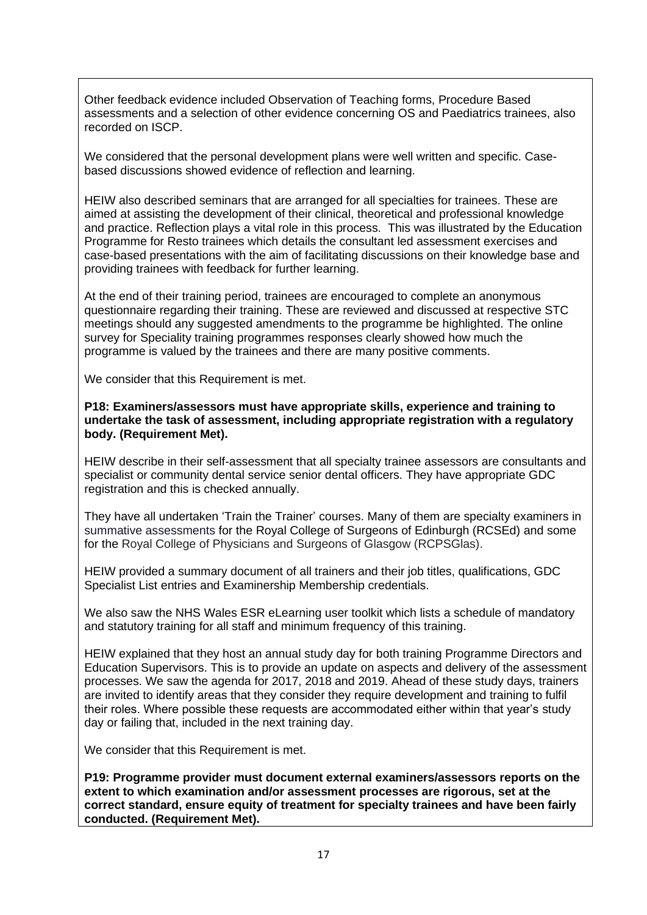Other feedback evidence included Observation of Teaching forms, Procedure Based assessments and a selection of other evidence concerning OS and Paediatrics trainees, also recorded on ISCP.

We considered that the personal development plans were well written and specific. Case-based discussions showed evidence of reflection and learning.

HEIW also described seminars that are arranged for all specialties for trainees. These are aimed at assisting the development of their clinical, theoretical and professional knowledge and practice. Reflection plays a vital role in this process. This was illustrated by the Education Programme for Resto trainees which details the consultant led assessment exercises and case-based presentations with the aim of facilitating discussions on their knowledge base and providing trainees with feedback for further learning.

At the end of their training period, trainees are encouraged to complete an anonymous questionnaire regarding their training. These are reviewed and discussed at respective STC meetings should any suggested amendments to the programme be highlighted. The online survey for Speciality training programmes responses clearly showed how much the programme is valued by the trainees and there are many positive comments.

We consider that this Requirement is met.

**P18: Examiners/assessors must have appropriate skills, experience and training to undertake the task of assessment, including appropriate registration with a regulatory body. (Requirement Met).**

HEIW describe in their self-assessment that all specialty trainee assessors are consultants and specialist or community dental service senior dental officers. They have appropriate GDC registration and this is checked annually.

They have all undertaken 'Train the Trainer' courses. Many of them are specialty examiners in summative assessments for the Royal College of Surgeons of Edinburgh (RCSEd) and some for the Royal College of Physicians and Surgeons of Glasgow (RCPSGlas).

HEIW provided a summary document of all trainers and their job titles, qualifications, GDC Specialist List entries and Examinership Membership credentials.

We also saw the NHS Wales ESR eLearning user toolkit which lists a schedule of mandatory and statutory training for all staff and minimum frequency of this training.

HEIW explained that they host an annual study day for both training Programme Directors and Education Supervisors. This is to provide an update on aspects and delivery of the assessment processes. We saw the agenda for 2017, 2018 and 2019. Ahead of these study days, trainers are invited to identify areas that they consider they require development and training to fulfil their roles. Where possible these requests are accommodated either within that year's study day or failing that, included in the next training day.

We consider that this Requirement is met.

**P19: Programme provider must document external examiners/assessors reports on the extent to which examination and/or assessment processes are rigorous, set at the correct standard, ensure equity of treatment for specialty trainees and have been fairly conducted. (Requirement Met).**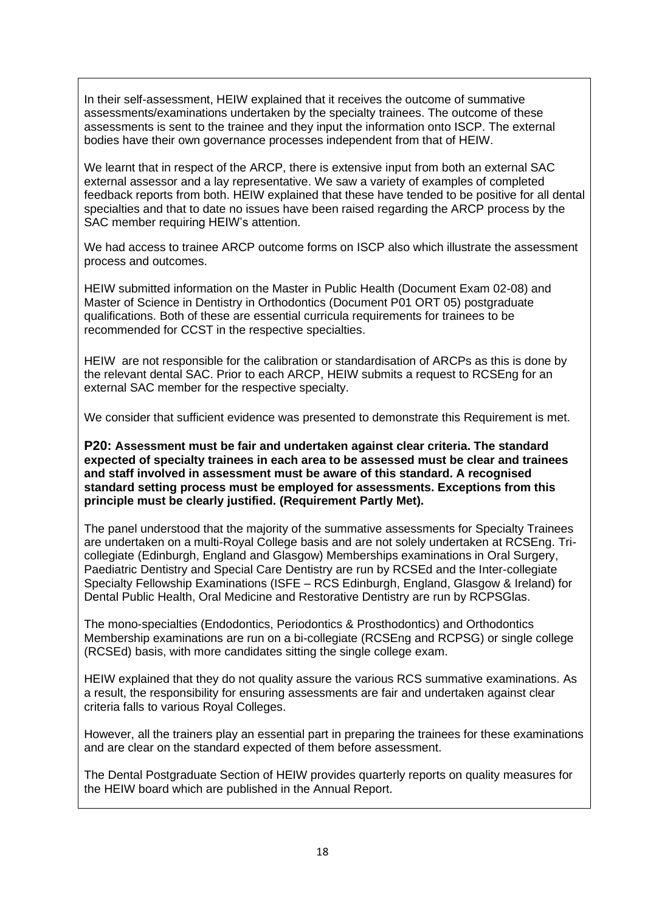In their self-assessment, HEIW explained that it receives the outcome of summative assessments/examinations undertaken by the specialty trainees. The outcome of these assessments is sent to the trainee and they input the information onto ISCP. The external bodies have their own governance processes independent from that of HEIW.

We learnt that in respect of the ARCP, there is extensive input from both an external SAC external assessor and a lay representative. We saw a variety of examples of completed feedback reports from both. HEIW explained that these have tended to be positive for all dental specialties and that to date no issues have been raised regarding the ARCP process by the SAC member requiring HEIW's attention.

We had access to trainee ARCP outcome forms on ISCP also which illustrate the assessment process and outcomes.

HEIW submitted information on the Master in Public Health (Document Exam 02-08) and Master of Science in Dentistry in Orthodontics (Document P01 ORT 05) postgraduate qualifications. Both of these are essential curricula requirements for trainees to be recommended for CCST in the respective specialties.

HEIW are not responsible for the calibration or standardisation of ARCPs as this is done by the relevant dental SAC. Prior to each ARCP, HEIW submits a request to RCSEng for an external SAC member for the respective specialty.

We consider that sufficient evidence was presented to demonstrate this Requirement is met.

**P20: Assessment must be fair and undertaken against clear criteria. The standard expected of specialty trainees in each area to be assessed must be clear and trainees and staff involved in assessment must be aware of this standard. A recognised standard setting process must be employed for assessments. Exceptions from this principle must be clearly justified. (Requirement Partly Met).**

The panel understood that the majority of the summative assessments for Specialty Trainees are undertaken on a multi-Royal College basis and are not solely undertaken at RCSEng. Tri-collegiate (Edinburgh, England and Glasgow) Memberships examinations in Oral Surgery, Paediatric Dentistry and Special Care Dentistry are run by RCSEd and the Inter-collegiate Specialty Fellowship Examinations (ISFE – RCS Edinburgh, England, Glasgow & Ireland) for Dental Public Health, Oral Medicine and Restorative Dentistry are run by RCPSGlas.

The mono-specialties (Endodontics, Periodontics & Prosthodontics) and Orthodontics Membership examinations are run on a bi-collegiate (RCSEng and RCPSG) or single college (RCSEd) basis, with more candidates sitting the single college exam.

HEIW explained that they do not quality assure the various RCS summative examinations. As a result, the responsibility for ensuring assessments are fair and undertaken against clear criteria falls to various Royal Colleges.

However, all the trainers play an essential part in preparing the trainees for these examinations and are clear on the standard expected of them before assessment.

The Dental Postgraduate Section of HEIW provides quarterly reports on quality measures for the HEIW board which are published in the Annual Report.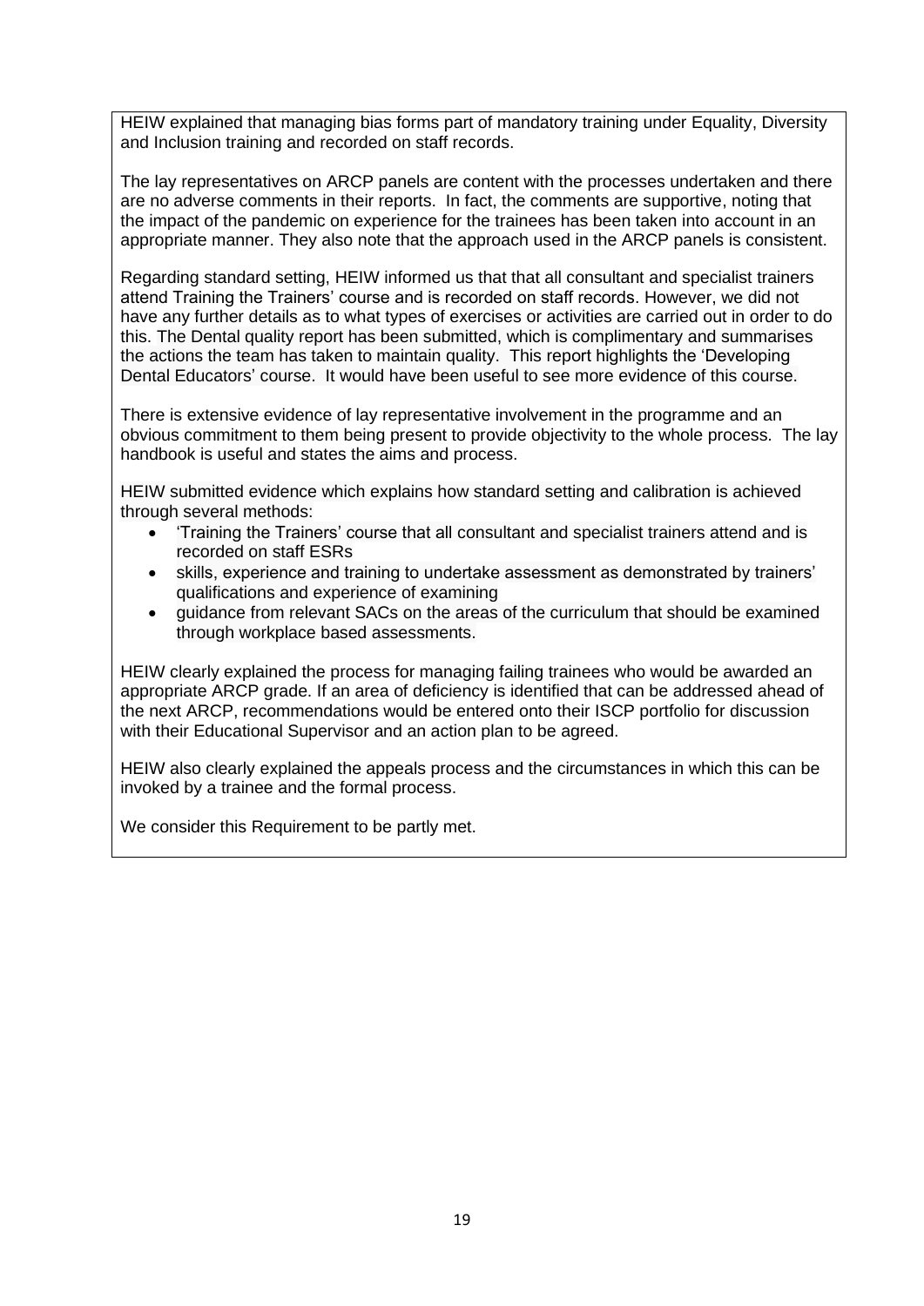HEIW explained that managing bias forms part of mandatory training under Equality, Diversity and Inclusion training and recorded on staff records.

The lay representatives on ARCP panels are content with the processes undertaken and there are no adverse comments in their reports. In fact, the comments are supportive, noting that the impact of the pandemic on experience for the trainees has been taken into account in an appropriate manner. They also note that the approach used in the ARCP panels is consistent.

Regarding standard setting, HEIW informed us that that all consultant and specialist trainers attend Training the Trainers' course and is recorded on staff records. However, we did not have any further details as to what types of exercises or activities are carried out in order to do this. The Dental quality report has been submitted, which is complimentary and summarises the actions the team has taken to maintain quality. This report highlights the 'Developing Dental Educators' course. It would have been useful to see more evidence of this course.

There is extensive evidence of lay representative involvement in the programme and an obvious commitment to them being present to provide objectivity to the whole process. The lay handbook is useful and states the aims and process.

HEIW submitted evidence which explains how standard setting and calibration is achieved through several methods:

- 'Training the Trainers' course that all consultant and specialist trainers attend and is recorded on staff ESRs
- skills, experience and training to undertake assessment as demonstrated by trainers' qualifications and experience of examining
- guidance from relevant SACs on the areas of the curriculum that should be examined through workplace based assessments.

HEIW clearly explained the process for managing failing trainees who would be awarded an appropriate ARCP grade. If an area of deficiency is identified that can be addressed ahead of the next ARCP, recommendations would be entered onto their ISCP portfolio for discussion with their Educational Supervisor and an action plan to be agreed.

HEIW also clearly explained the appeals process and the circumstances in which this can be invoked by a trainee and the formal process.

We consider this Requirement to be partly met.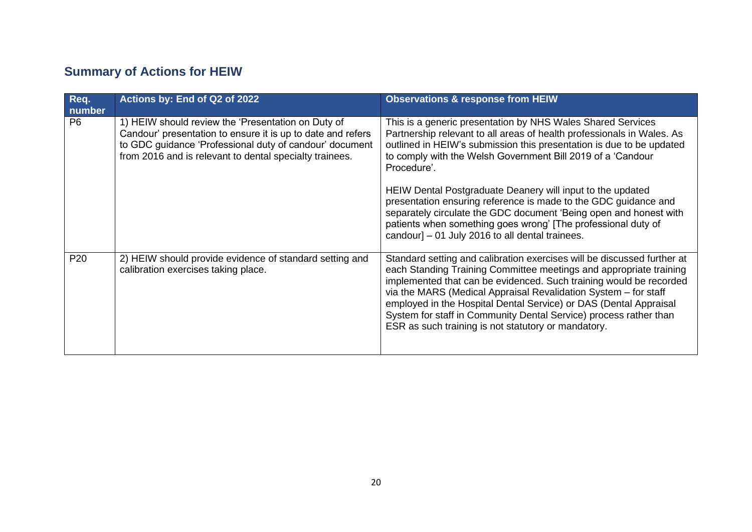## Summary of Actions for HEIW

| Req. number | Actions by: End of Q2 of 2022 | Observations & response from HEIW |
|---|---|---|
| P6 | 1) HEIW should review the 'Presentation on Duty of Candour' presentation to ensure it is up to date and refers to GDC guidance 'Professional duty of candour' document from 2016 and is relevant to dental specialty trainees. | This is a generic presentation by NHS Wales Shared Services Partnership relevant to all areas of health professionals in Wales. As outlined in HEIW's submission this presentation is due to be updated to comply with the Welsh Government Bill 2019 of a 'Candour Procedure'.<br><br>HEIW Dental Postgraduate Deanery will input to the updated presentation ensuring reference is made to the GDC guidance and separately circulate the GDC document 'Being open and honest with patients when something goes wrong' [The professional duty of candour] – 01 July 2016 to all dental trainees. |
| P20 | 2) HEIW should provide evidence of standard setting and calibration exercises taking place. | Standard setting and calibration exercises will be discussed further at each Standing Training Committee meetings and appropriate training implemented that can be evidenced. Such training would be recorded via the MARS (Medical Appraisal Revalidation System – for staff employed in the Hospital Dental Service) or DAS (Dental Appraisal System for staff in Community Dental Service) process rather than ESR as such training is not statutory or mandatory. |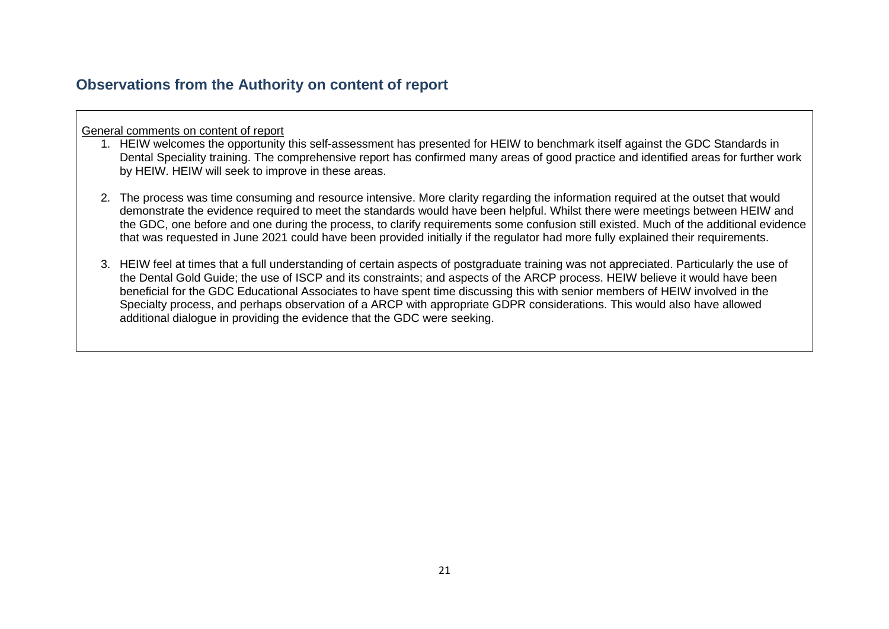## Observations from the Authority on content of report

General comments on content of report

1. HEIW welcomes the opportunity this self-assessment has presented for HEIW to benchmark itself against the GDC Standards in Dental Speciality training. The comprehensive report has confirmed many areas of good practice and identified areas for further work by HEIW. HEIW will seek to improve in these areas.

2. The process was time consuming and resource intensive. More clarity regarding the information required at the outset that would demonstrate the evidence required to meet the standards would have been helpful. Whilst there were meetings between HEIW and the GDC, one before and one during the process, to clarify requirements some confusion still existed. Much of the additional evidence that was requested in June 2021 could have been provided initially if the regulator had more fully explained their requirements.

3. HEIW feel at times that a full understanding of certain aspects of postgraduate training was not appreciated. Particularly the use of the Dental Gold Guide; the use of ISCP and its constraints; and aspects of the ARCP process. HEIW believe it would have been beneficial for the GDC Educational Associates to have spent time discussing this with senior members of HEIW involved in the Specialty process, and perhaps observation of a ARCP with appropriate GDPR considerations. This would also have allowed additional dialogue in providing the evidence that the GDC were seeking.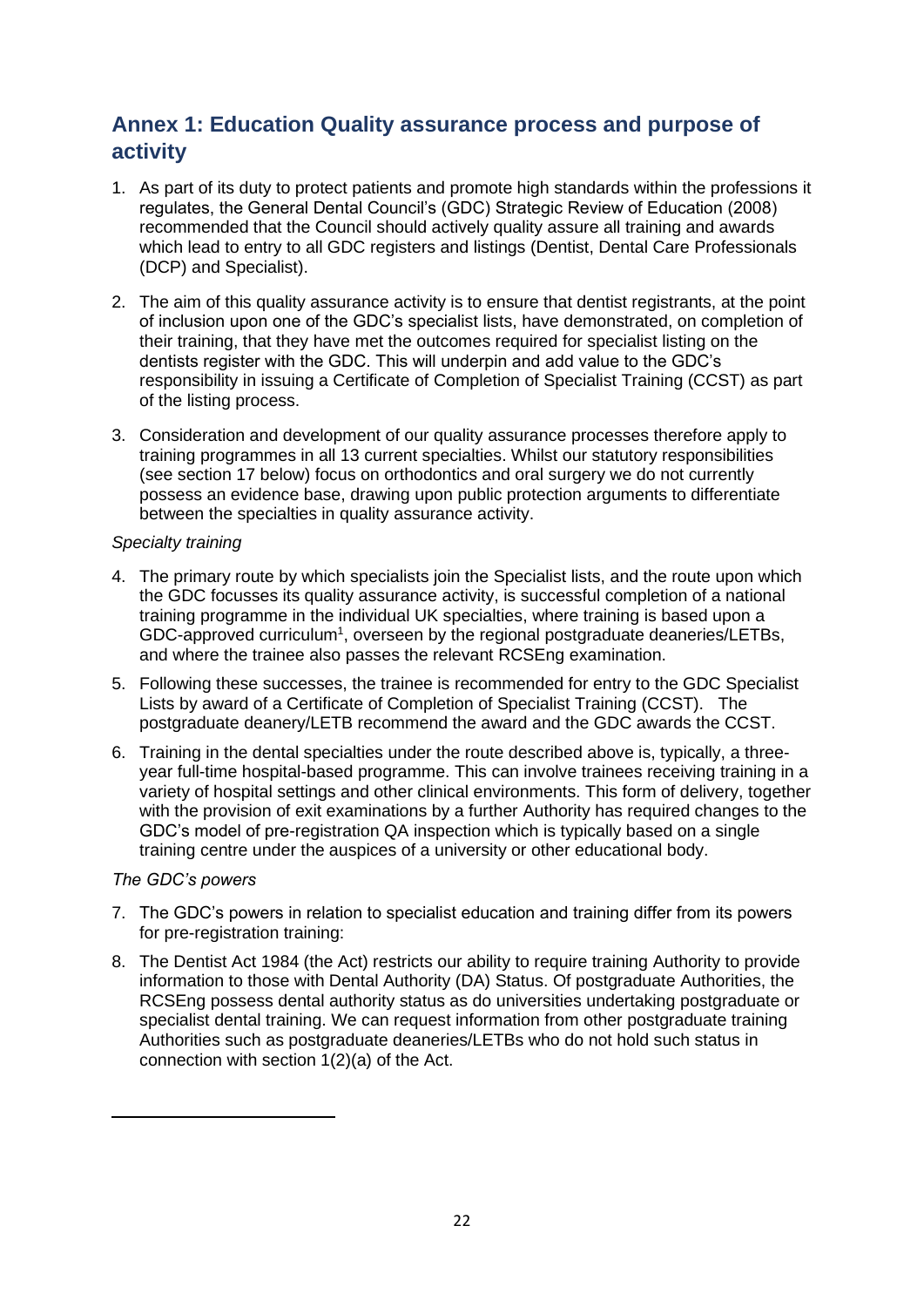## Annex 1: Education Quality assurance process and purpose of activity

1. As part of its duty to protect patients and promote high standards within the professions it regulates, the General Dental Council's (GDC) Strategic Review of Education (2008) recommended that the Council should actively quality assure all training and awards which lead to entry to all GDC registers and listings (Dentist, Dental Care Professionals (DCP) and Specialist).

2. The aim of this quality assurance activity is to ensure that dentist registrants, at the point of inclusion upon one of the GDC's specialist lists, have demonstrated, on completion of their training, that they have met the outcomes required for specialist listing on the dentists register with the GDC. This will underpin and add value to the GDC's responsibility in issuing a Certificate of Completion of Specialist Training (CCST) as part of the listing process.

3. Consideration and development of our quality assurance processes therefore apply to training programmes in all 13 current specialties. Whilst our statutory responsibilities (see section 17 below) focus on orthodontics and oral surgery we do not currently possess an evidence base, drawing upon public protection arguments to differentiate between the specialties in quality assurance activity.

*Specialty training*

4. The primary route by which specialists join the Specialist lists, and the route upon which the GDC focusses its quality assurance activity, is successful completion of a national training programme in the individual UK specialties, where training is based upon a GDC-approved curriculum[1], overseen by the regional postgraduate deaneries/LETBs, and where the trainee also passes the relevant RCSEng examination.

5. Following these successes, the trainee is recommended for entry to the GDC Specialist Lists by award of a Certificate of Completion of Specialist Training (CCST). The postgraduate deanery/LETB recommend the award and the GDC awards the CCST.

6. Training in the dental specialties under the route described above is, typically, a three-year full-time hospital-based programme. This can involve trainees receiving training in a variety of hospital settings and other clinical environments. This form of delivery, together with the provision of exit examinations by a further Authority has required changes to the GDC's model of pre-registration QA inspection which is typically based on a single training centre under the auspices of a university or other educational body.

*The GDC's powers*

7. The GDC's powers in relation to specialist education and training differ from its powers for pre-registration training:

8. The Dentist Act 1984 (the Act) restricts our ability to require training Authority to provide information to those with Dental Authority (DA) Status. Of postgraduate Authorities, the RCSEng possess dental authority status as do universities undertaking postgraduate or specialist dental training. We can request information from other postgraduate training Authorities such as postgraduate deaneries/LETBs who do not hold such status in connection with section 1(2)(a) of the Act.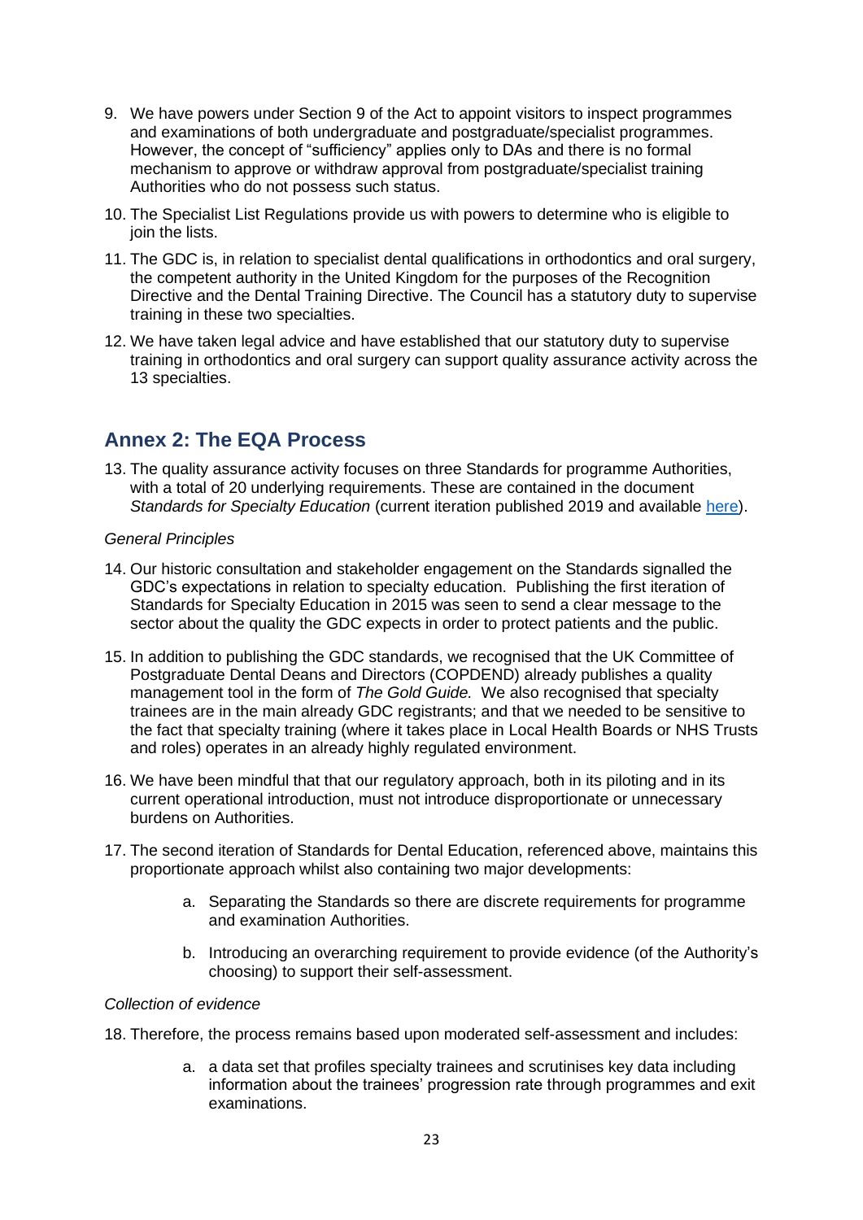9. We have powers under Section 9 of the Act to appoint visitors to inspect programmes and examinations of both undergraduate and postgraduate/specialist programmes. However, the concept of "sufficiency" applies only to DAs and there is no formal mechanism to approve or withdraw approval from postgraduate/specialist training Authorities who do not possess such status.

10. The Specialist List Regulations provide us with powers to determine who is eligible to join the lists.

11. The GDC is, in relation to specialist dental qualifications in orthodontics and oral surgery, the competent authority in the United Kingdom for the purposes of the Recognition Directive and the Dental Training Directive. The Council has a statutory duty to supervise training in these two specialties.

12. We have taken legal advice and have established that our statutory duty to supervise training in orthodontics and oral surgery can support quality assurance activity across the 13 specialties.

## Annex 2: The EQA Process

13. The quality assurance activity focuses on three Standards for programme Authorities, with a total of 20 underlying requirements. These are contained in the document *Standards for Specialty Education* (current iteration published 2019 and available here).

*General Principles*

14. Our historic consultation and stakeholder engagement on the Standards signalled the GDC's expectations in relation to specialty education. Publishing the first iteration of Standards for Specialty Education in 2015 was seen to send a clear message to the sector about the quality the GDC expects in order to protect patients and the public.

15. In addition to publishing the GDC standards, we recognised that the UK Committee of Postgraduate Dental Deans and Directors (COPDEND) already publishes a quality management tool in the form of *The Gold Guide.* We also recognised that specialty trainees are in the main already GDC registrants; and that we needed to be sensitive to the fact that specialty training (where it takes place in Local Health Boards or NHS Trusts and roles) operates in an already highly regulated environment.

16. We have been mindful that that our regulatory approach, both in its piloting and in its current operational introduction, must not introduce disproportionate or unnecessary burdens on Authorities.

17. The second iteration of Standards for Dental Education, referenced above, maintains this proportionate approach whilst also containing two major developments:

    a. Separating the Standards so there are discrete requirements for programme and examination Authorities.

    b. Introducing an overarching requirement to provide evidence (of the Authority's choosing) to support their self-assessment.

*Collection of evidence*

18. Therefore, the process remains based upon moderated self-assessment and includes:

    a. a data set that profiles specialty trainees and scrutinises key data including information about the trainees' progression rate through programmes and exit examinations.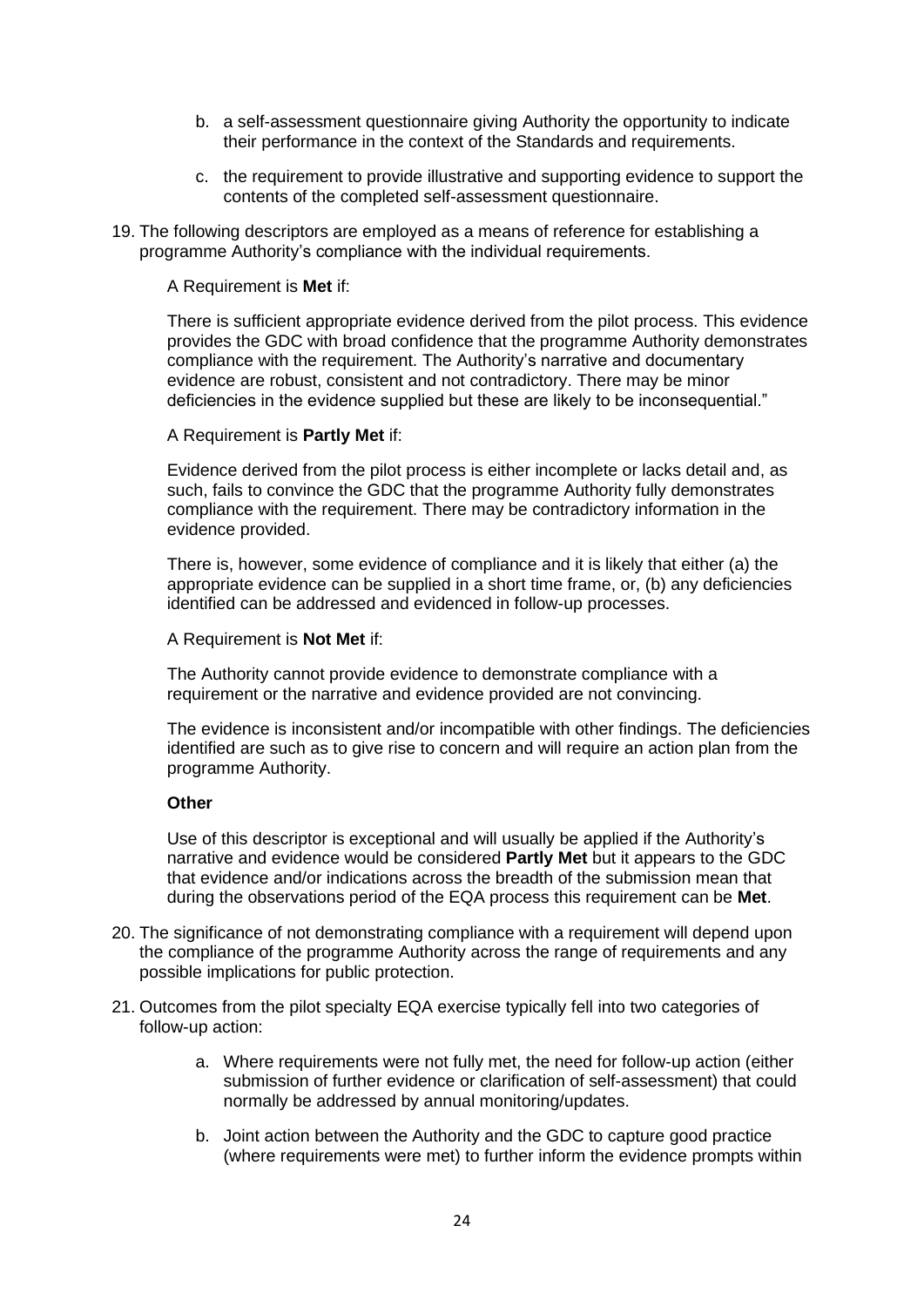b. a self-assessment questionnaire giving Authority the opportunity to indicate their performance in the context of the Standards and requirements.

c. the requirement to provide illustrative and supporting evidence to support the contents of the completed self-assessment questionnaire.

19. The following descriptors are employed as a means of reference for establishing a programme Authority's compliance with the individual requirements.

A Requirement is **Met** if:

There is sufficient appropriate evidence derived from the pilot process. This evidence provides the GDC with broad confidence that the programme Authority demonstrates compliance with the requirement. The Authority's narrative and documentary evidence are robust, consistent and not contradictory. There may be minor deficiencies in the evidence supplied but these are likely to be inconsequential."

A Requirement is **Partly Met** if:

Evidence derived from the pilot process is either incomplete or lacks detail and, as such, fails to convince the GDC that the programme Authority fully demonstrates compliance with the requirement. There may be contradictory information in the evidence provided.

There is, however, some evidence of compliance and it is likely that either (a) the appropriate evidence can be supplied in a short time frame, or, (b) any deficiencies identified can be addressed and evidenced in follow-up processes.

A Requirement is **Not Met** if:

The Authority cannot provide evidence to demonstrate compliance with a requirement or the narrative and evidence provided are not convincing.

The evidence is inconsistent and/or incompatible with other findings. The deficiencies identified are such as to give rise to concern and will require an action plan from the programme Authority.

**Other**

Use of this descriptor is exceptional and will usually be applied if the Authority's narrative and evidence would be considered **Partly Met** but it appears to the GDC that evidence and/or indications across the breadth of the submission mean that during the observations period of the EQA process this requirement can be **Met**.

20. The significance of not demonstrating compliance with a requirement will depend upon the compliance of the programme Authority across the range of requirements and any possible implications for public protection.

21. Outcomes from the pilot specialty EQA exercise typically fell into two categories of follow-up action:

    a. Where requirements were not fully met, the need for follow-up action (either submission of further evidence or clarification of self-assessment) that could normally be addressed by annual monitoring/updates.

    b. Joint action between the Authority and the GDC to capture good practice (where requirements were met) to further inform the evidence prompts within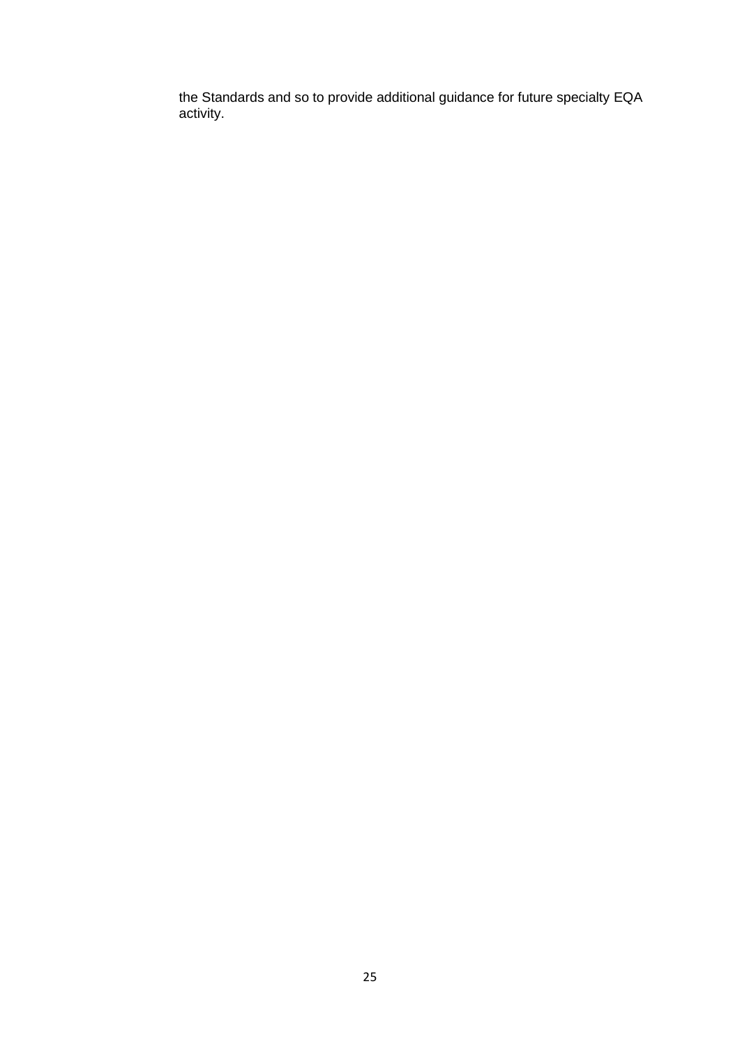the Standards and so to provide additional guidance for future specialty EQA activity.